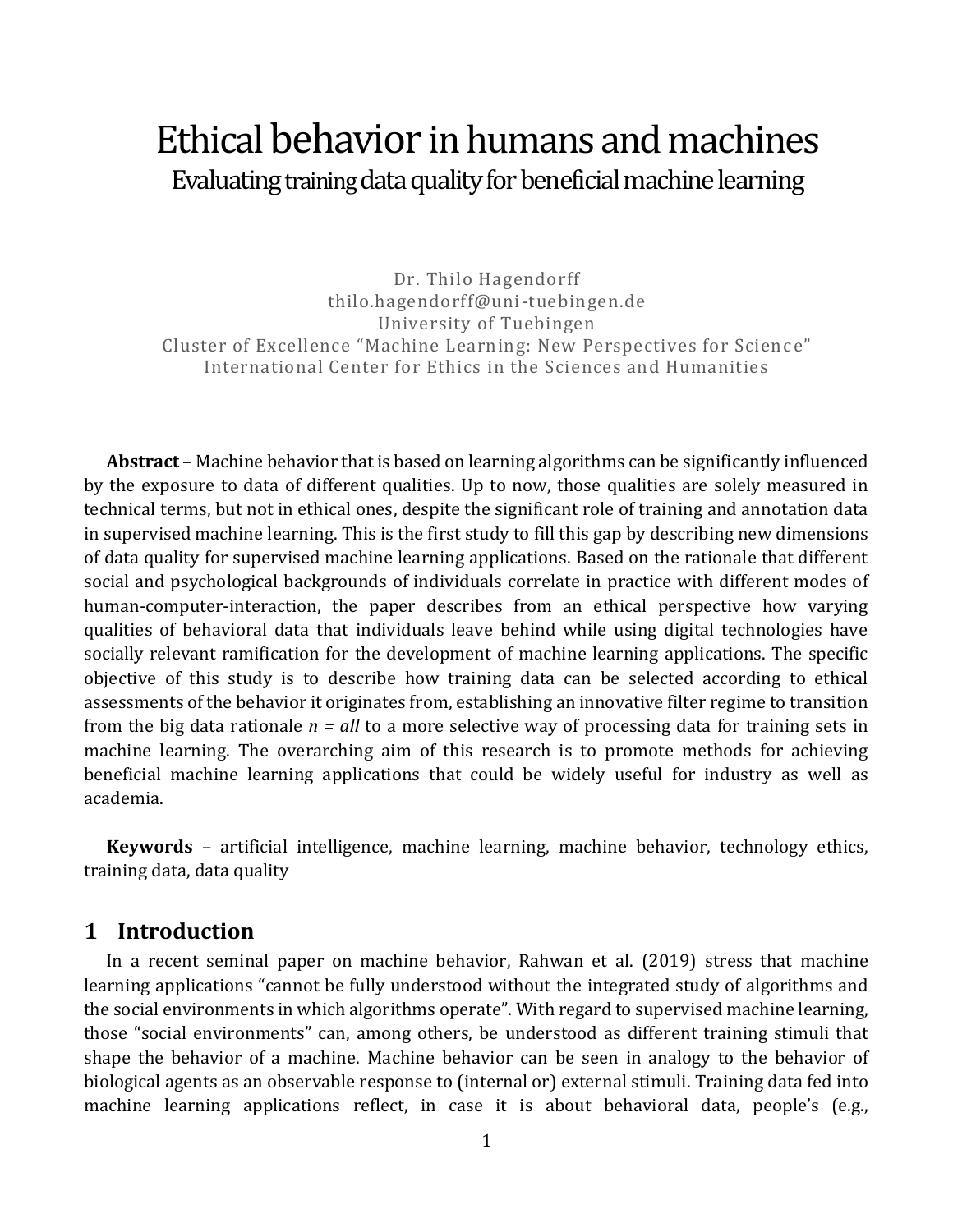# Ethical behavior in humans and machines

## Evaluating training data quality for beneficial machine learning

Dr. Thilo Hagendorff
thilo.hagendorff@uni-tuebingen.de
University of Tuebingen
Cluster of Excellence "Machine Learning: New Perspectives for Science"
International Center for Ethics in the Sciences and Humanities

**Abstract** – Machine behavior that is based on learning algorithms can be significantly influenced by the exposure to data of different qualities. Up to now, those qualities are solely measured in technical terms, but not in ethical ones, despite the significant role of training and annotation data in supervised machine learning. This is the first study to fill this gap by describing new dimensions of data quality for supervised machine learning applications. Based on the rationale that different social and psychological backgrounds of individuals correlate in practice with different modes of human-computer-interaction, the paper describes from an ethical perspective how varying qualities of behavioral data that individuals leave behind while using digital technologies have socially relevant ramification for the development of machine learning applications. The specific objective of this study is to describe how training data can be selected according to ethical assessments of the behavior it originates from, establishing an innovative filter regime to transition from the big data rationale *n = all* to a more selective way of processing data for training sets in machine learning. The overarching aim of this research is to promote methods for achieving beneficial machine learning applications that could be widely useful for industry as well as academia.

**Keywords** – artificial intelligence, machine learning, machine behavior, technology ethics, training data, data quality

## 1 Introduction

In a recent seminal paper on machine behavior, Rahwan et al. (2019) stress that machine learning applications "cannot be fully understood without the integrated study of algorithms and the social environments in which algorithms operate". With regard to supervised machine learning, those "social environments" can, among others, be understood as different training stimuli that shape the behavior of a machine. Machine behavior can be seen in analogy to the behavior of biological agents as an observable response to (internal or) external stimuli. Training data fed into machine learning applications reflect, in case it is about behavioral data, people's (e.g.,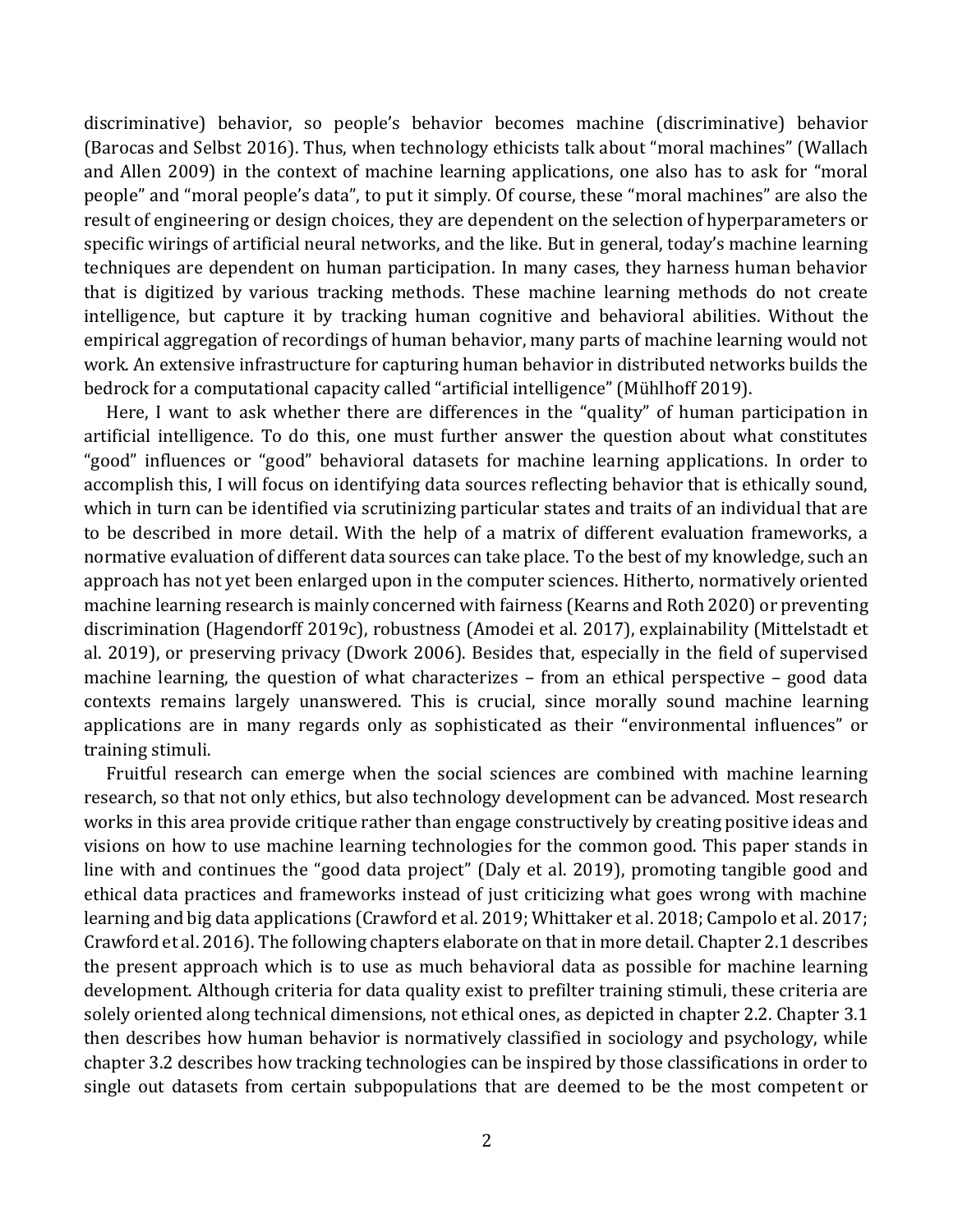discriminative) behavior, so people's behavior becomes machine (discriminative) behavior (Barocas and Selbst 2016). Thus, when technology ethicists talk about "moral machines" (Wallach and Allen 2009) in the context of machine learning applications, one also has to ask for "moral people" and "moral people's data", to put it simply. Of course, these "moral machines" are also the result of engineering or design choices, they are dependent on the selection of hyperparameters or specific wirings of artificial neural networks, and the like. But in general, today's machine learning techniques are dependent on human participation. In many cases, they harness human behavior that is digitized by various tracking methods. These machine learning methods do not create intelligence, but capture it by tracking human cognitive and behavioral abilities. Without the empirical aggregation of recordings of human behavior, many parts of machine learning would not work. An extensive infrastructure for capturing human behavior in distributed networks builds the bedrock for a computational capacity called "artificial intelligence" (Mühlhoff 2019).

Here, I want to ask whether there are differences in the "quality" of human participation in artificial intelligence. To do this, one must further answer the question about what constitutes "good" influences or "good" behavioral datasets for machine learning applications. In order to accomplish this, I will focus on identifying data sources reflecting behavior that is ethically sound, which in turn can be identified via scrutinizing particular states and traits of an individual that are to be described in more detail. With the help of a matrix of different evaluation frameworks, a normative evaluation of different data sources can take place. To the best of my knowledge, such an approach has not yet been enlarged upon in the computer sciences. Hitherto, normatively oriented machine learning research is mainly concerned with fairness (Kearns and Roth 2020) or preventing discrimination (Hagendorff 2019c), robustness (Amodei et al. 2017), explainability (Mittelstadt et al. 2019), or preserving privacy (Dwork 2006). Besides that, especially in the field of supervised machine learning, the question of what characterizes – from an ethical perspective – good data contexts remains largely unanswered. This is crucial, since morally sound machine learning applications are in many regards only as sophisticated as their "environmental influences" or training stimuli.

Fruitful research can emerge when the social sciences are combined with machine learning research, so that not only ethics, but also technology development can be advanced. Most research works in this area provide critique rather than engage constructively by creating positive ideas and visions on how to use machine learning technologies for the common good. This paper stands in line with and continues the "good data project" (Daly et al. 2019), promoting tangible good and ethical data practices and frameworks instead of just criticizing what goes wrong with machine learning and big data applications (Crawford et al. 2019; Whittaker et al. 2018; Campolo et al. 2017; Crawford et al. 2016). The following chapters elaborate on that in more detail. Chapter 2.1 describes the present approach which is to use as much behavioral data as possible for machine learning development. Although criteria for data quality exist to prefilter training stimuli, these criteria are solely oriented along technical dimensions, not ethical ones, as depicted in chapter 2.2. Chapter 3.1 then describes how human behavior is normatively classified in sociology and psychology, while chapter 3.2 describes how tracking technologies can be inspired by those classifications in order to single out datasets from certain subpopulations that are deemed to be the most competent or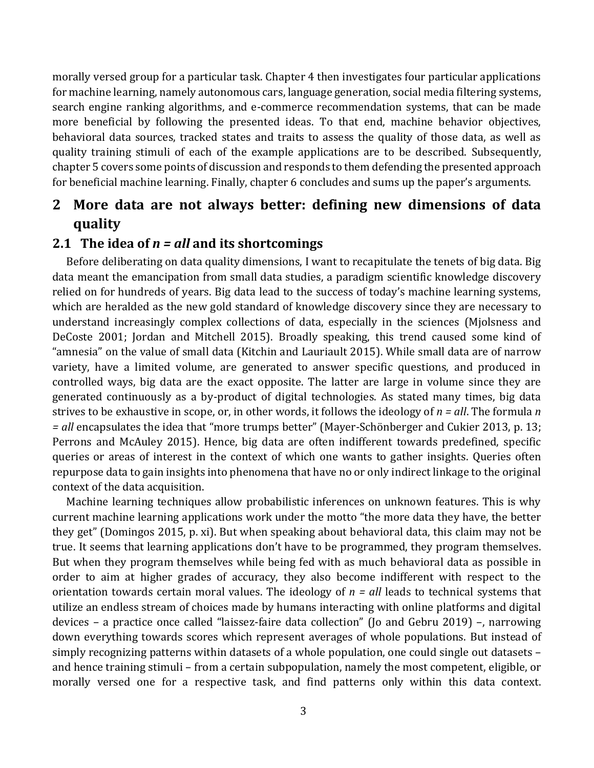morally versed group for a particular task. Chapter 4 then investigates four particular applications for machine learning, namely autonomous cars, language generation, social media filtering systems, search engine ranking algorithms, and e-commerce recommendation systems, that can be made more beneficial by following the presented ideas. To that end, machine behavior objectives, behavioral data sources, tracked states and traits to assess the quality of those data, as well as quality training stimuli of each of the example applications are to be described. Subsequently, chapter 5 covers some points of discussion and responds to them defending the presented approach for beneficial machine learning. Finally, chapter 6 concludes and sums up the paper's arguments.

# 2 More data are not always better: defining new dimensions of data quality

## 2.1 The idea of *n = all* and its shortcomings

Before deliberating on data quality dimensions, I want to recapitulate the tenets of big data. Big data meant the emancipation from small data studies, a paradigm scientific knowledge discovery relied on for hundreds of years. Big data lead to the success of today's machine learning systems, which are heralded as the new gold standard of knowledge discovery since they are necessary to understand increasingly complex collections of data, especially in the sciences (Mjolsness and DeCoste 2001; Jordan and Mitchell 2015). Broadly speaking, this trend caused some kind of "amnesia" on the value of small data (Kitchin and Lauriault 2015). While small data are of narrow variety, have a limited volume, are generated to answer specific questions, and produced in controlled ways, big data are the exact opposite. The latter are large in volume since they are generated continuously as a by-product of digital technologies. As stated many times, big data strives to be exhaustive in scope, or, in other words, it follows the ideology of *n = all*. The formula *n = all* encapsulates the idea that "more trumps better" (Mayer-Schönberger and Cukier 2013, p. 13; Perrons and McAuley 2015). Hence, big data are often indifferent towards predefined, specific queries or areas of interest in the context of which one wants to gather insights. Queries often repurpose data to gain insights into phenomena that have no or only indirect linkage to the original context of the data acquisition.

Machine learning techniques allow probabilistic inferences on unknown features. This is why current machine learning applications work under the motto "the more data they have, the better they get" (Domingos 2015, p. xi). But when speaking about behavioral data, this claim may not be true. It seems that learning applications don't have to be programmed, they program themselves. But when they program themselves while being fed with as much behavioral data as possible in order to aim at higher grades of accuracy, they also become indifferent with respect to the orientation towards certain moral values. The ideology of *n = all* leads to technical systems that utilize an endless stream of choices made by humans interacting with online platforms and digital devices – a practice once called "laissez-faire data collection" (Jo and Gebru 2019) –, narrowing down everything towards scores which represent averages of whole populations. But instead of simply recognizing patterns within datasets of a whole population, one could single out datasets – and hence training stimuli – from a certain subpopulation, namely the most competent, eligible, or morally versed one for a respective task, and find patterns only within this data context.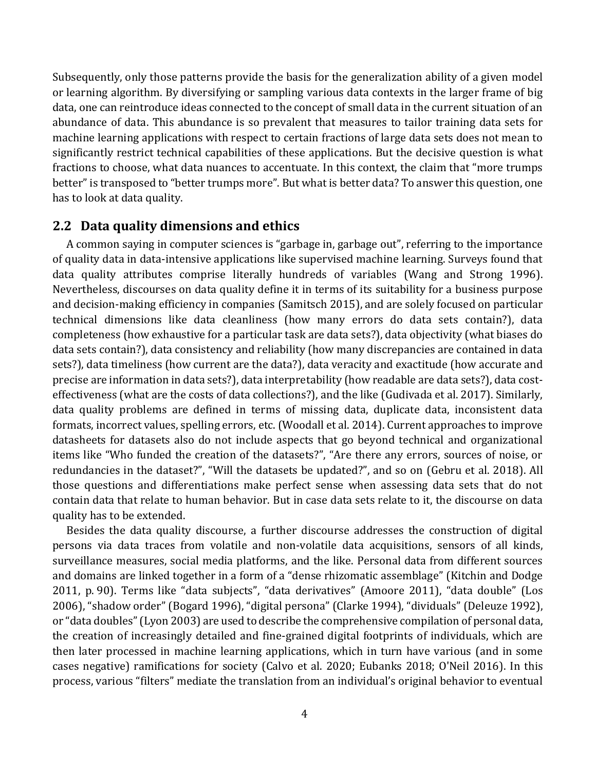Subsequently, only those patterns provide the basis for the generalization ability of a given model or learning algorithm. By diversifying or sampling various data contexts in the larger frame of big data, one can reintroduce ideas connected to the concept of small data in the current situation of an abundance of data. This abundance is so prevalent that measures to tailor training data sets for machine learning applications with respect to certain fractions of large data sets does not mean to significantly restrict technical capabilities of these applications. But the decisive question is what fractions to choose, what data nuances to accentuate. In this context, the claim that "more trumps better" is transposed to "better trumps more". But what is better data? To answer this question, one has to look at data quality.

## 2.2 Data quality dimensions and ethics

A common saying in computer sciences is "garbage in, garbage out", referring to the importance of quality data in data-intensive applications like supervised machine learning. Surveys found that data quality attributes comprise literally hundreds of variables (Wang and Strong 1996). Nevertheless, discourses on data quality define it in terms of its suitability for a business purpose and decision-making efficiency in companies (Samitsch 2015), and are solely focused on particular technical dimensions like data cleanliness (how many errors do data sets contain?), data completeness (how exhaustive for a particular task are data sets?), data objectivity (what biases do data sets contain?), data consistency and reliability (how many discrepancies are contained in data sets?), data timeliness (how current are the data?), data veracity and exactitude (how accurate and precise are information in data sets?), data interpretability (how readable are data sets?), data cost-effectiveness (what are the costs of data collections?), and the like (Gudivada et al. 2017). Similarly, data quality problems are defined in terms of missing data, duplicate data, inconsistent data formats, incorrect values, spelling errors, etc. (Woodall et al. 2014). Current approaches to improve datasheets for datasets also do not include aspects that go beyond technical and organizational items like "Who funded the creation of the datasets?", "Are there any errors, sources of noise, or redundancies in the dataset?", "Will the datasets be updated?", and so on (Gebru et al. 2018). All those questions and differentiations make perfect sense when assessing data sets that do not contain data that relate to human behavior. But in case data sets relate to it, the discourse on data quality has to be extended.

Besides the data quality discourse, a further discourse addresses the construction of digital persons via data traces from volatile and non-volatile data acquisitions, sensors of all kinds, surveillance measures, social media platforms, and the like. Personal data from different sources and domains are linked together in a form of a "dense rhizomatic assemblage" (Kitchin and Dodge 2011, p. 90). Terms like "data subjects", "data derivatives" (Amoore 2011), "data double" (Los 2006), "shadow order" (Bogard 1996), "digital persona" (Clarke 1994), "dividuals" (Deleuze 1992), or "data doubles" (Lyon 2003) are used to describe the comprehensive compilation of personal data, the creation of increasingly detailed and fine-grained digital footprints of individuals, which are then later processed in machine learning applications, which in turn have various (and in some cases negative) ramifications for society (Calvo et al. 2020; Eubanks 2018; O'Neil 2016). In this process, various "filters" mediate the translation from an individual's original behavior to eventual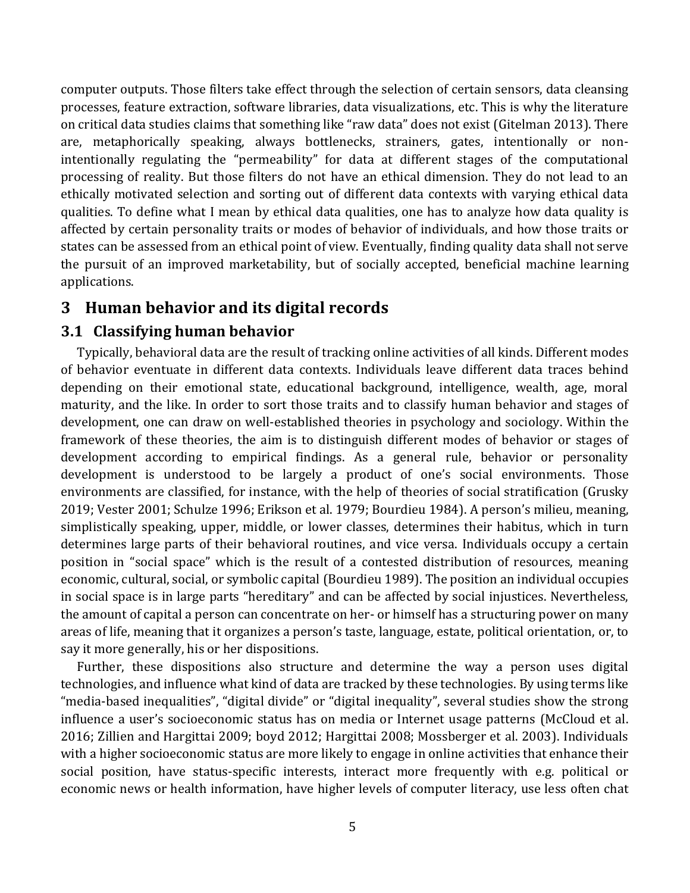computer outputs. Those filters take effect through the selection of certain sensors, data cleansing processes, feature extraction, software libraries, data visualizations, etc. This is why the literature on critical data studies claims that something like "raw data" does not exist (Gitelman 2013). There are, metaphorically speaking, always bottlenecks, strainers, gates, intentionally or non-intentionally regulating the "permeability" for data at different stages of the computational processing of reality. But those filters do not have an ethical dimension. They do not lead to an ethically motivated selection and sorting out of different data contexts with varying ethical data qualities. To define what I mean by ethical data qualities, one has to analyze how data quality is affected by certain personality traits or modes of behavior of individuals, and how those traits or states can be assessed from an ethical point of view. Eventually, finding quality data shall not serve the pursuit of an improved marketability, but of socially accepted, beneficial machine learning applications.

# 3 Human behavior and its digital records

## 3.1 Classifying human behavior

Typically, behavioral data are the result of tracking online activities of all kinds. Different modes of behavior eventuate in different data contexts. Individuals leave different data traces behind depending on their emotional state, educational background, intelligence, wealth, age, moral maturity, and the like. In order to sort those traits and to classify human behavior and stages of development, one can draw on well-established theories in psychology and sociology. Within the framework of these theories, the aim is to distinguish different modes of behavior or stages of development according to empirical findings. As a general rule, behavior or personality development is understood to be largely a product of one's social environments. Those environments are classified, for instance, with the help of theories of social stratification (Grusky 2019; Vester 2001; Schulze 1996; Erikson et al. 1979; Bourdieu 1984). A person's milieu, meaning, simplistically speaking, upper, middle, or lower classes, determines their habitus, which in turn determines large parts of their behavioral routines, and vice versa. Individuals occupy a certain position in "social space" which is the result of a contested distribution of resources, meaning economic, cultural, social, or symbolic capital (Bourdieu 1989). The position an individual occupies in social space is in large parts "hereditary" and can be affected by social injustices. Nevertheless, the amount of capital a person can concentrate on her- or himself has a structuring power on many areas of life, meaning that it organizes a person's taste, language, estate, political orientation, or, to say it more generally, his or her dispositions.

Further, these dispositions also structure and determine the way a person uses digital technologies, and influence what kind of data are tracked by these technologies. By using terms like "media-based inequalities", "digital divide" or "digital inequality", several studies show the strong influence a user's socioeconomic status has on media or Internet usage patterns (McCloud et al. 2016; Zillien and Hargittai 2009; boyd 2012; Hargittai 2008; Mossberger et al. 2003). Individuals with a higher socioeconomic status are more likely to engage in online activities that enhance their social position, have status-specific interests, interact more frequently with e.g. political or economic news or health information, have higher levels of computer literacy, use less often chat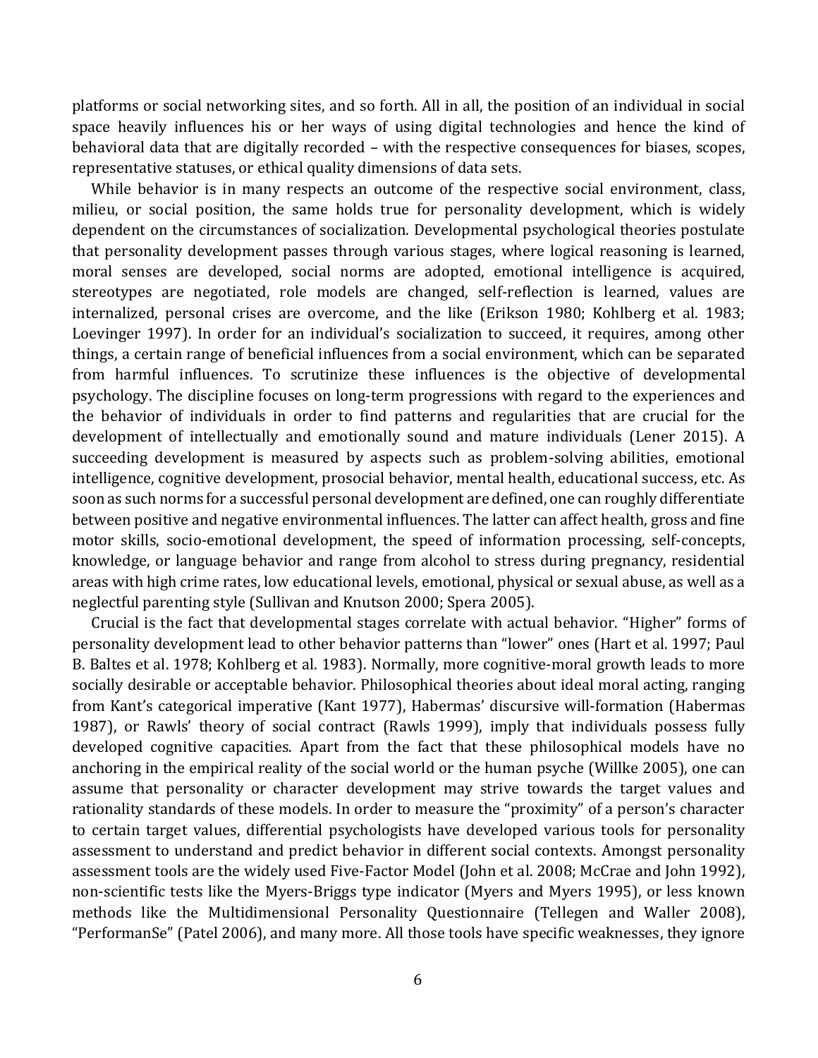platforms or social networking sites, and so forth. All in all, the position of an individual in social space heavily influences his or her ways of using digital technologies and hence the kind of behavioral data that are digitally recorded – with the respective consequences for biases, scopes, representative statuses, or ethical quality dimensions of data sets.

While behavior is in many respects an outcome of the respective social environment, class, milieu, or social position, the same holds true for personality development, which is widely dependent on the circumstances of socialization. Developmental psychological theories postulate that personality development passes through various stages, where logical reasoning is learned, moral senses are developed, social norms are adopted, emotional intelligence is acquired, stereotypes are negotiated, role models are changed, self-reflection is learned, values are internalized, personal crises are overcome, and the like (Erikson 1980; Kohlberg et al. 1983; Loevinger 1997). In order for an individual's socialization to succeed, it requires, among other things, a certain range of beneficial influences from a social environment, which can be separated from harmful influences. To scrutinize these influences is the objective of developmental psychology. The discipline focuses on long-term progressions with regard to the experiences and the behavior of individuals in order to find patterns and regularities that are crucial for the development of intellectually and emotionally sound and mature individuals (Lener 2015). A succeeding development is measured by aspects such as problem-solving abilities, emotional intelligence, cognitive development, prosocial behavior, mental health, educational success, etc. As soon as such norms for a successful personal development are defined, one can roughly differentiate between positive and negative environmental influences. The latter can affect health, gross and fine motor skills, socio-emotional development, the speed of information processing, self-concepts, knowledge, or language behavior and range from alcohol to stress during pregnancy, residential areas with high crime rates, low educational levels, emotional, physical or sexual abuse, as well as a neglectful parenting style (Sullivan and Knutson 2000; Spera 2005).

Crucial is the fact that developmental stages correlate with actual behavior. "Higher" forms of personality development lead to other behavior patterns than "lower" ones (Hart et al. 1997; Paul B. Baltes et al. 1978; Kohlberg et al. 1983). Normally, more cognitive-moral growth leads to more socially desirable or acceptable behavior. Philosophical theories about ideal moral acting, ranging from Kant's categorical imperative (Kant 1977), Habermas' discursive will-formation (Habermas 1987), or Rawls' theory of social contract (Rawls 1999), imply that individuals possess fully developed cognitive capacities. Apart from the fact that these philosophical models have no anchoring in the empirical reality of the social world or the human psyche (Willke 2005), one can assume that personality or character development may strive towards the target values and rationality standards of these models. In order to measure the "proximity" of a person's character to certain target values, differential psychologists have developed various tools for personality assessment to understand and predict behavior in different social contexts. Amongst personality assessment tools are the widely used Five-Factor Model (John et al. 2008; McCrae and John 1992), non-scientific tests like the Myers-Briggs type indicator (Myers and Myers 1995), or less known methods like the Multidimensional Personality Questionnaire (Tellegen and Waller 2008), "PerformanSe" (Patel 2006), and many more. All those tools have specific weaknesses, they ignore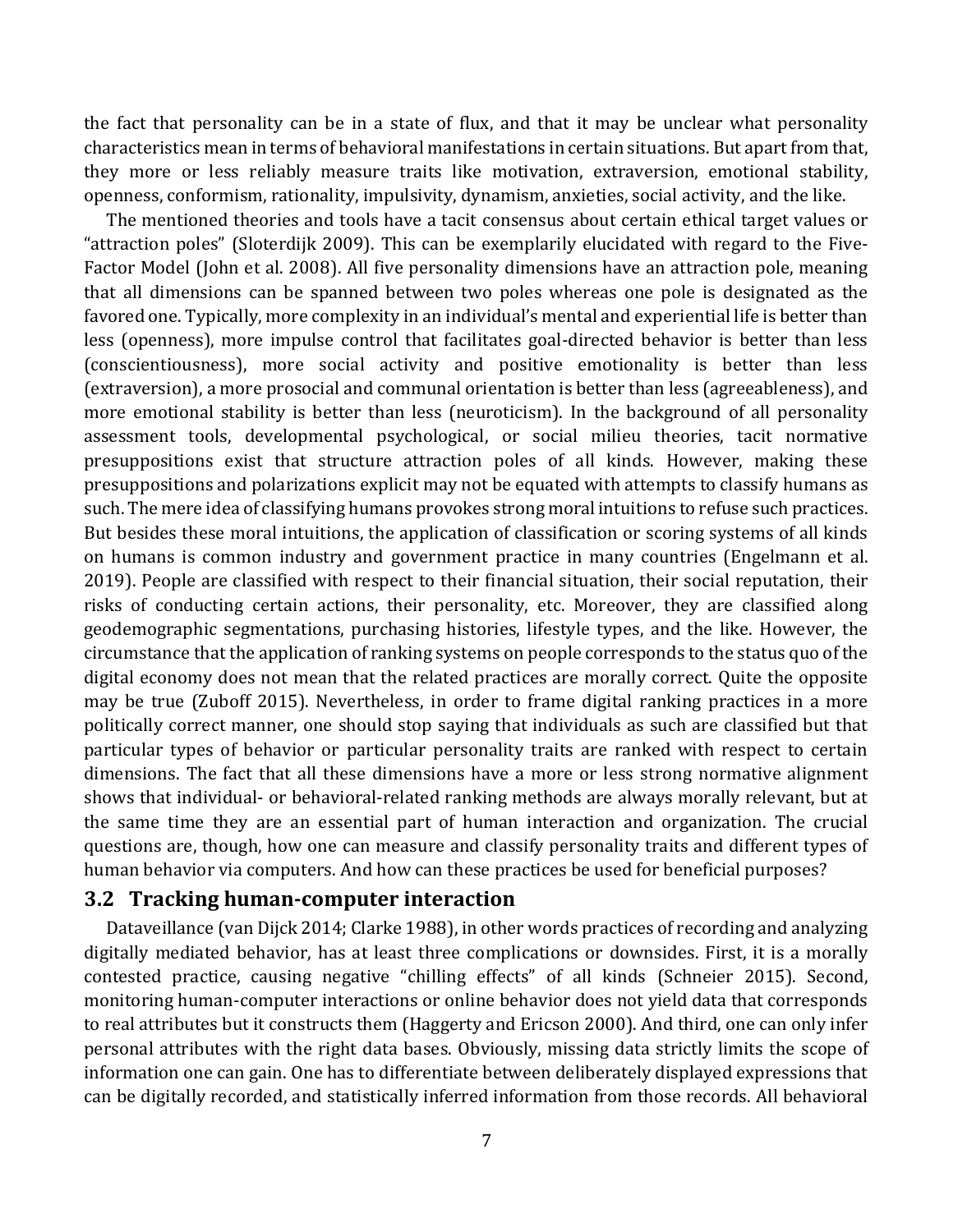the fact that personality can be in a state of flux, and that it may be unclear what personality characteristics mean in terms of behavioral manifestations in certain situations. But apart from that, they more or less reliably measure traits like motivation, extraversion, emotional stability, openness, conformism, rationality, impulsivity, dynamism, anxieties, social activity, and the like.

The mentioned theories and tools have a tacit consensus about certain ethical target values or "attraction poles" (Sloterdijk 2009). This can be exemplarily elucidated with regard to the Five-Factor Model (John et al. 2008). All five personality dimensions have an attraction pole, meaning that all dimensions can be spanned between two poles whereas one pole is designated as the favored one. Typically, more complexity in an individual's mental and experiential life is better than less (openness), more impulse control that facilitates goal-directed behavior is better than less (conscientiousness), more social activity and positive emotionality is better than less (extraversion), a more prosocial and communal orientation is better than less (agreeableness), and more emotional stability is better than less (neuroticism). In the background of all personality assessment tools, developmental psychological, or social milieu theories, tacit normative presuppositions exist that structure attraction poles of all kinds. However, making these presuppositions and polarizations explicit may not be equated with attempts to classify humans as such. The mere idea of classifying humans provokes strong moral intuitions to refuse such practices. But besides these moral intuitions, the application of classification or scoring systems of all kinds on humans is common industry and government practice in many countries (Engelmann et al. 2019). People are classified with respect to their financial situation, their social reputation, their risks of conducting certain actions, their personality, etc. Moreover, they are classified along geodemographic segmentations, purchasing histories, lifestyle types, and the like. However, the circumstance that the application of ranking systems on people corresponds to the status quo of the digital economy does not mean that the related practices are morally correct. Quite the opposite may be true (Zuboff 2015). Nevertheless, in order to frame digital ranking practices in a more politically correct manner, one should stop saying that individuals as such are classified but that particular types of behavior or particular personality traits are ranked with respect to certain dimensions. The fact that all these dimensions have a more or less strong normative alignment shows that individual- or behavioral-related ranking methods are always morally relevant, but at the same time they are an essential part of human interaction and organization. The crucial questions are, though, how one can measure and classify personality traits and different types of human behavior via computers. And how can these practices be used for beneficial purposes?

## 3.2 Tracking human-computer interaction

Dataveillance (van Dijck 2014; Clarke 1988), in other words practices of recording and analyzing digitally mediated behavior, has at least three complications or downsides. First, it is a morally contested practice, causing negative "chilling effects" of all kinds (Schneier 2015). Second, monitoring human-computer interactions or online behavior does not yield data that corresponds to real attributes but it constructs them (Haggerty and Ericson 2000). And third, one can only infer personal attributes with the right data bases. Obviously, missing data strictly limits the scope of information one can gain. One has to differentiate between deliberately displayed expressions that can be digitally recorded, and statistically inferred information from those records. All behavioral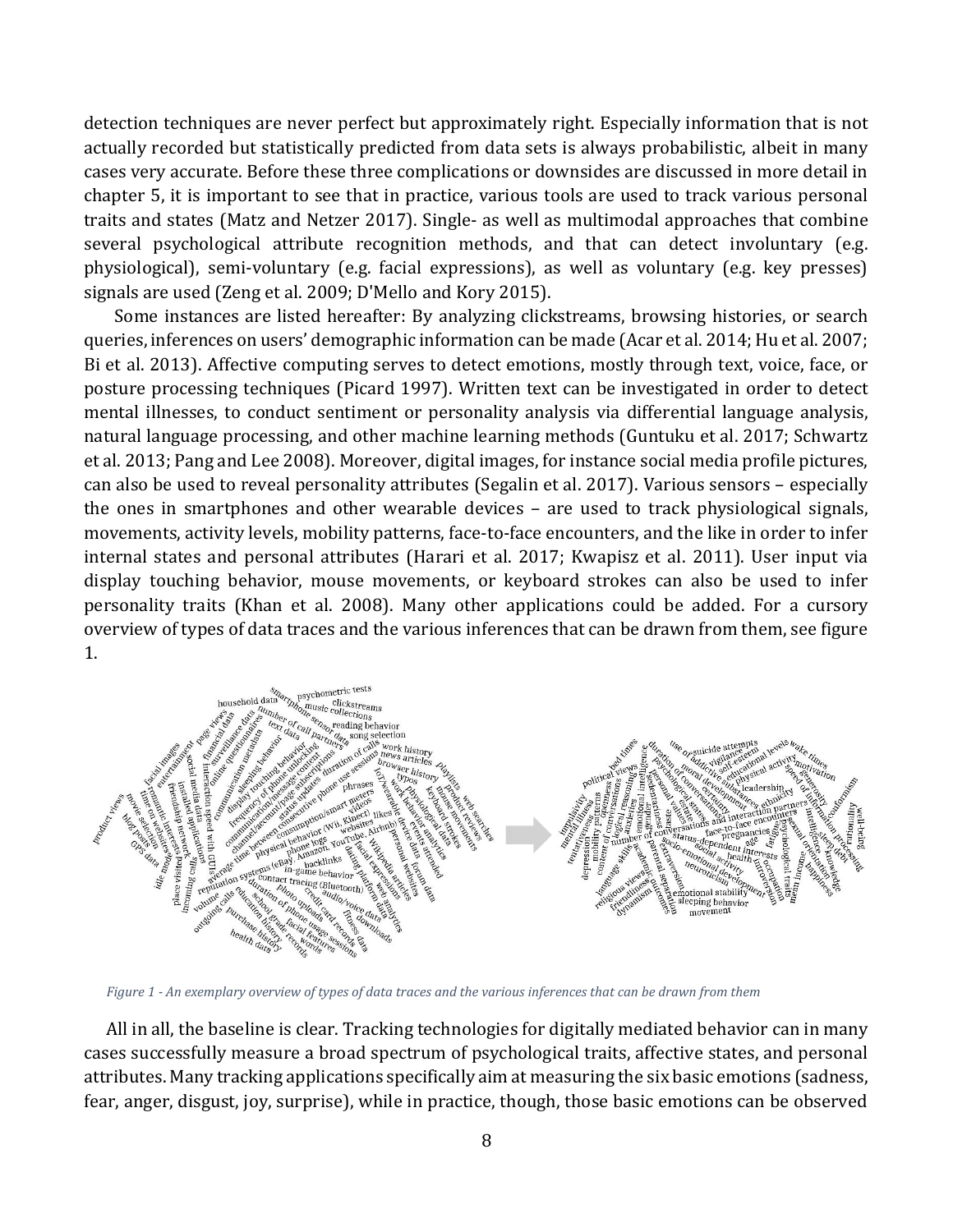detection techniques are never perfect but approximately right. Especially information that is not actually recorded but statistically predicted from data sets is always probabilistic, albeit in many cases very accurate. Before these three complications or downsides are discussed in more detail in chapter 5, it is important to see that in practice, various tools are used to track various personal traits and states (Matz and Netzer 2017). Single- as well as multimodal approaches that combine several psychological attribute recognition methods, and that can detect involuntary (e.g. physiological), semi-voluntary (e.g. facial expressions), as well as voluntary (e.g. key presses) signals are used (Zeng et al. 2009; D'Mello and Kory 2015).

Some instances are listed hereafter: By analyzing clickstreams, browsing histories, or search queries, inferences on users' demographic information can be made (Acar et al. 2014; Hu et al. 2007; Bi et al. 2013). Affective computing serves to detect emotions, mostly through text, voice, face, or posture processing techniques (Picard 1997). Written text can be investigated in order to detect mental illnesses, to conduct sentiment or personality analysis via differential language analysis, natural language processing, and other machine learning methods (Guntuku et al. 2017; Schwartz et al. 2013; Pang and Lee 2008). Moreover, digital images, for instance social media profile pictures, can also be used to reveal personality attributes (Segalin et al. 2017). Various sensors – especially the ones in smartphones and other wearable devices – are used to track physiological signals, movements, activity levels, mobility patterns, face-to-face encounters, and the like in order to infer internal states and personal attributes (Harari et al. 2017; Kwapisz et al. 2011). User input via display touching behavior, mouse movements, or keyboard strokes can also be used to infer personality traits (Khan et al. 2008). Many other applications could be added. For a cursory overview of types of data traces and the various inferences that can be drawn from them, see figure 1.

*Figure 1 - An exemplary overview of types of data traces and the various inferences that can be drawn from them*

All in all, the baseline is clear. Tracking technologies for digitally mediated behavior can in many cases successfully measure a broad spectrum of psychological traits, affective states, and personal attributes. Many tracking applications specifically aim at measuring the six basic emotions (sadness, fear, anger, disgust, joy, surprise), while in practice, though, those basic emotions can be observed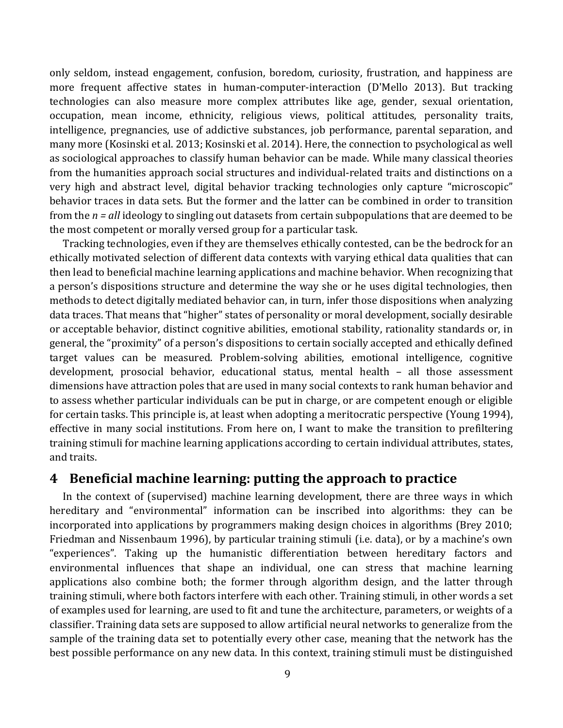only seldom, instead engagement, confusion, boredom, curiosity, frustration, and happiness are more frequent affective states in human-computer-interaction (D'Mello 2013). But tracking technologies can also measure more complex attributes like age, gender, sexual orientation, occupation, mean income, ethnicity, religious views, political attitudes, personality traits, intelligence, pregnancies, use of addictive substances, job performance, parental separation, and many more (Kosinski et al. 2013; Kosinski et al. 2014). Here, the connection to psychological as well as sociological approaches to classify human behavior can be made. While many classical theories from the humanities approach social structures and individual-related traits and distinctions on a very high and abstract level, digital behavior tracking technologies only capture "microscopic" behavior traces in data sets. But the former and the latter can be combined in order to transition from the *n = all* ideology to singling out datasets from certain subpopulations that are deemed to be the most competent or morally versed group for a particular task.

Tracking technologies, even if they are themselves ethically contested, can be the bedrock for an ethically motivated selection of different data contexts with varying ethical data qualities that can then lead to beneficial machine learning applications and machine behavior. When recognizing that a person's dispositions structure and determine the way she or he uses digital technologies, then methods to detect digitally mediated behavior can, in turn, infer those dispositions when analyzing data traces. That means that "higher" states of personality or moral development, socially desirable or acceptable behavior, distinct cognitive abilities, emotional stability, rationality standards or, in general, the "proximity" of a person's dispositions to certain socially accepted and ethically defined target values can be measured. Problem-solving abilities, emotional intelligence, cognitive development, prosocial behavior, educational status, mental health – all those assessment dimensions have attraction poles that are used in many social contexts to rank human behavior and to assess whether particular individuals can be put in charge, or are competent enough or eligible for certain tasks. This principle is, at least when adopting a meritocratic perspective (Young 1994), effective in many social institutions. From here on, I want to make the transition to prefiltering training stimuli for machine learning applications according to certain individual attributes, states, and traits.

## 4 Beneficial machine learning: putting the approach to practice

In the context of (supervised) machine learning development, there are three ways in which hereditary and "environmental" information can be inscribed into algorithms: they can be incorporated into applications by programmers making design choices in algorithms (Brey 2010; Friedman and Nissenbaum 1996), by particular training stimuli (i.e. data), or by a machine's own "experiences". Taking up the humanistic differentiation between hereditary factors and environmental influences that shape an individual, one can stress that machine learning applications also combine both; the former through algorithm design, and the latter through training stimuli, where both factors interfere with each other. Training stimuli, in other words a set of examples used for learning, are used to fit and tune the architecture, parameters, or weights of a classifier. Training data sets are supposed to allow artificial neural networks to generalize from the sample of the training data set to potentially every other case, meaning that the network has the best possible performance on any new data. In this context, training stimuli must be distinguished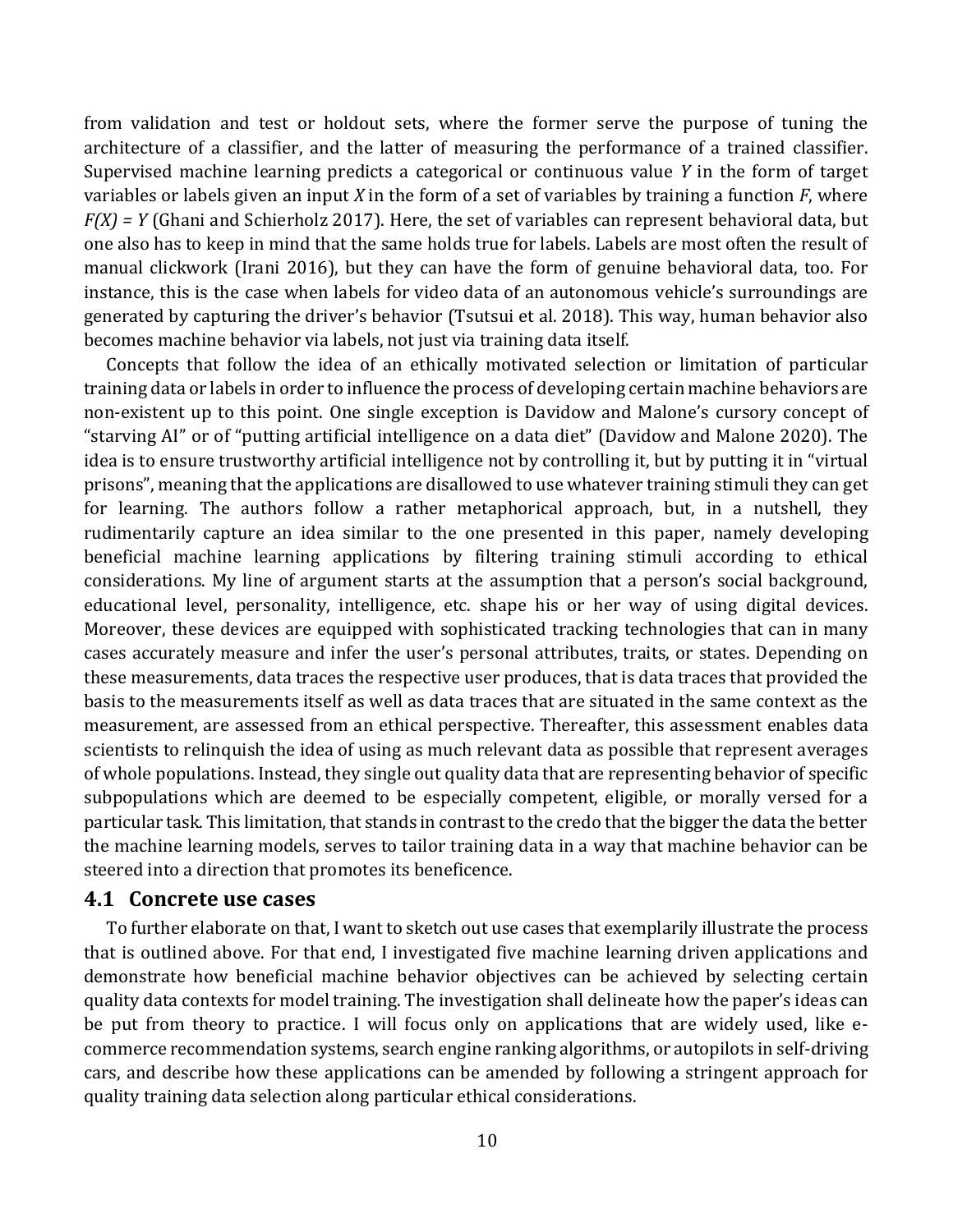from validation and test or holdout sets, where the former serve the purpose of tuning the architecture of a classifier, and the latter of measuring the performance of a trained classifier. Supervised machine learning predicts a categorical or continuous value $Y$ in the form of target variables or labels given an input $X$ in the form of a set of variables by training a function $F$, where $F(X) = Y$ (Ghani and Schierholz 2017). Here, the set of variables can represent behavioral data, but one also has to keep in mind that the same holds true for labels. Labels are most often the result of manual clickwork (Irani 2016), but they can have the form of genuine behavioral data, too. For instance, this is the case when labels for video data of an autonomous vehicle's surroundings are generated by capturing the driver's behavior (Tsutsui et al. 2018). This way, human behavior also becomes machine behavior via labels, not just via training data itself.

Concepts that follow the idea of an ethically motivated selection or limitation of particular training data or labels in order to influence the process of developing certain machine behaviors are non-existent up to this point. One single exception is Davidow and Malone's cursory concept of "starving AI" or of "putting artificial intelligence on a data diet" (Davidow and Malone 2020). The idea is to ensure trustworthy artificial intelligence not by controlling it, but by putting it in "virtual prisons", meaning that the applications are disallowed to use whatever training stimuli they can get for learning. The authors follow a rather metaphorical approach, but, in a nutshell, they rudimentarily capture an idea similar to the one presented in this paper, namely developing beneficial machine learning applications by filtering training stimuli according to ethical considerations. My line of argument starts at the assumption that a person's social background, educational level, personality, intelligence, etc. shape his or her way of using digital devices. Moreover, these devices are equipped with sophisticated tracking technologies that can in many cases accurately measure and infer the user's personal attributes, traits, or states. Depending on these measurements, data traces the respective user produces, that is data traces that provided the basis to the measurements itself as well as data traces that are situated in the same context as the measurement, are assessed from an ethical perspective. Thereafter, this assessment enables data scientists to relinquish the idea of using as much relevant data as possible that represent averages of whole populations. Instead, they single out quality data that are representing behavior of specific subpopulations which are deemed to be especially competent, eligible, or morally versed for a particular task. This limitation, that stands in contrast to the credo that the bigger the data the better the machine learning models, serves to tailor training data in a way that machine behavior can be steered into a direction that promotes its beneficence.

## 4.1 Concrete use cases

To further elaborate on that, I want to sketch out use cases that exemplarily illustrate the process that is outlined above. For that end, I investigated five machine learning driven applications and demonstrate how beneficial machine behavior objectives can be achieved by selecting certain quality data contexts for model training. The investigation shall delineate how the paper's ideas can be put from theory to practice. I will focus only on applications that are widely used, like e-commerce recommendation systems, search engine ranking algorithms, or autopilots in self-driving cars, and describe how these applications can be amended by following a stringent approach for quality training data selection along particular ethical considerations.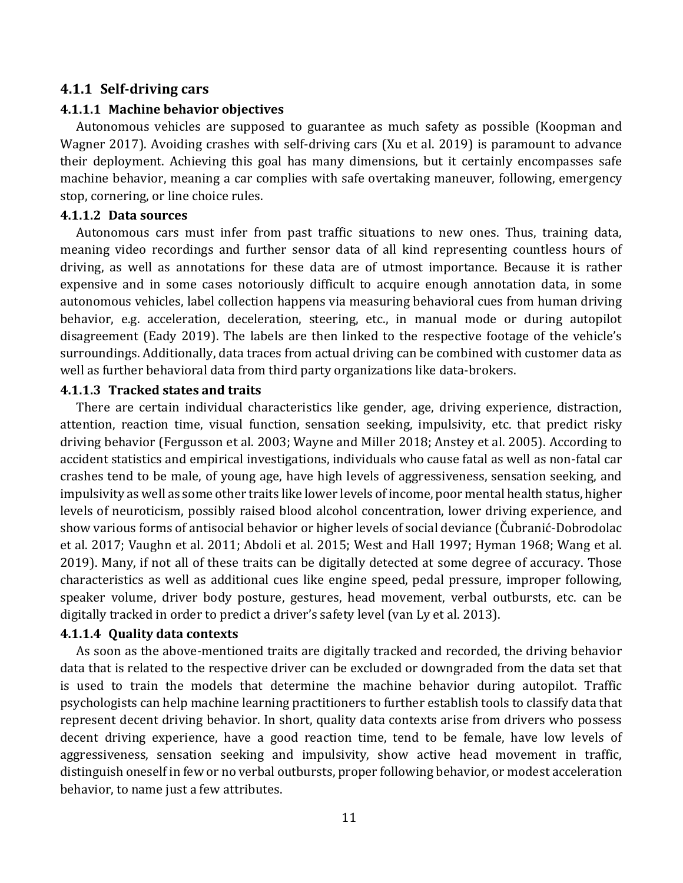### 4.1.1 Self-driving cars

#### 4.1.1.1 Machine behavior objectives

Autonomous vehicles are supposed to guarantee as much safety as possible (Koopman and Wagner 2017). Avoiding crashes with self-driving cars (Xu et al. 2019) is paramount to advance their deployment. Achieving this goal has many dimensions, but it certainly encompasses safe machine behavior, meaning a car complies with safe overtaking maneuver, following, emergency stop, cornering, or line choice rules.

#### 4.1.1.2 Data sources

Autonomous cars must infer from past traffic situations to new ones. Thus, training data, meaning video recordings and further sensor data of all kind representing countless hours of driving, as well as annotations for these data are of utmost importance. Because it is rather expensive and in some cases notoriously difficult to acquire enough annotation data, in some autonomous vehicles, label collection happens via measuring behavioral cues from human driving behavior, e.g. acceleration, deceleration, steering, etc., in manual mode or during autopilot disagreement (Eady 2019). The labels are then linked to the respective footage of the vehicle's surroundings. Additionally, data traces from actual driving can be combined with customer data as well as further behavioral data from third party organizations like data-brokers.

#### 4.1.1.3 Tracked states and traits

There are certain individual characteristics like gender, age, driving experience, distraction, attention, reaction time, visual function, sensation seeking, impulsivity, etc. that predict risky driving behavior (Fergusson et al. 2003; Wayne and Miller 2018; Anstey et al. 2005). According to accident statistics and empirical investigations, individuals who cause fatal as well as non-fatal car crashes tend to be male, of young age, have high levels of aggressiveness, sensation seeking, and impulsivity as well as some other traits like lower levels of income, poor mental health status, higher levels of neuroticism, possibly raised blood alcohol concentration, lower driving experience, and show various forms of antisocial behavior or higher levels of social deviance (Čubranić-Dobrodolac et al. 2017; Vaughn et al. 2011; Abdoli et al. 2015; West and Hall 1997; Hyman 1968; Wang et al. 2019). Many, if not all of these traits can be digitally detected at some degree of accuracy. Those characteristics as well as additional cues like engine speed, pedal pressure, improper following, speaker volume, driver body posture, gestures, head movement, verbal outbursts, etc. can be digitally tracked in order to predict a driver's safety level (van Ly et al. 2013).

#### 4.1.1.4 Quality data contexts

As soon as the above-mentioned traits are digitally tracked and recorded, the driving behavior data that is related to the respective driver can be excluded or downgraded from the data set that is used to train the models that determine the machine behavior during autopilot. Traffic psychologists can help machine learning practitioners to further establish tools to classify data that represent decent driving behavior. In short, quality data contexts arise from drivers who possess decent driving experience, have a good reaction time, tend to be female, have low levels of aggressiveness, sensation seeking and impulsivity, show active head movement in traffic, distinguish oneself in few or no verbal outbursts, proper following behavior, or modest acceleration behavior, to name just a few attributes.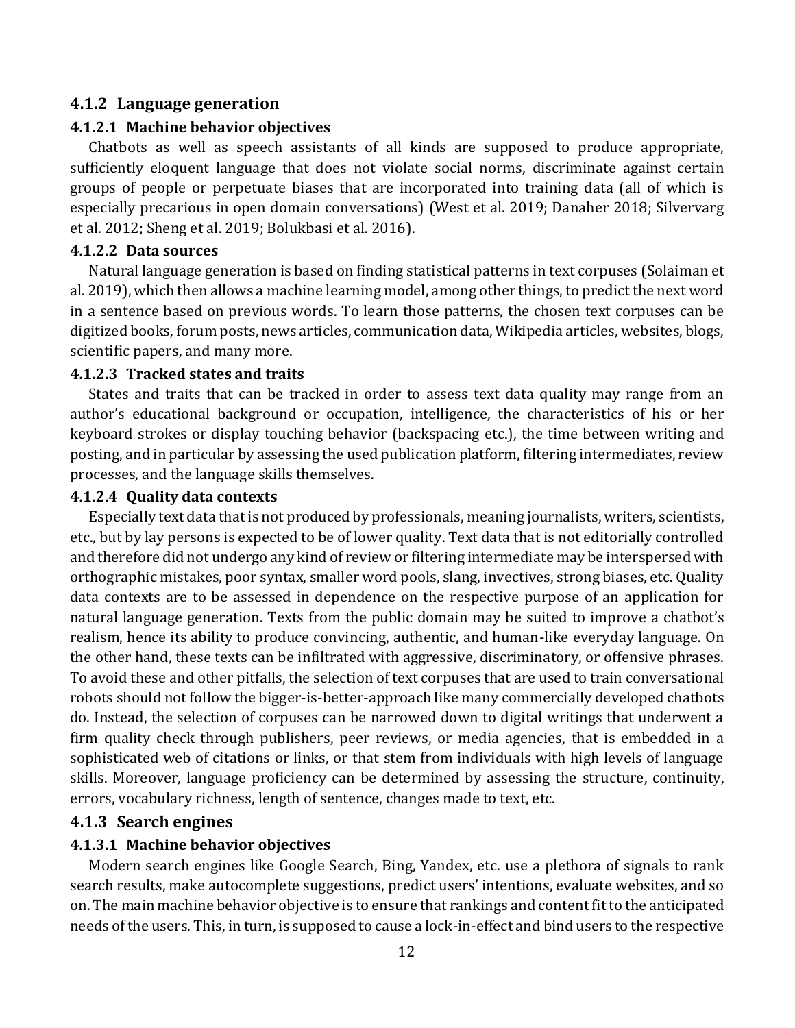### 4.1.2 Language generation

#### 4.1.2.1 Machine behavior objectives

Chatbots as well as speech assistants of all kinds are supposed to produce appropriate, sufficiently eloquent language that does not violate social norms, discriminate against certain groups of people or perpetuate biases that are incorporated into training data (all of which is especially precarious in open domain conversations) (West et al. 2019; Danaher 2018; Silvervarg et al. 2012; Sheng et al. 2019; Bolukbasi et al. 2016).

#### 4.1.2.2 Data sources

Natural language generation is based on finding statistical patterns in text corpuses (Solaiman et al. 2019), which then allows a machine learning model, among other things, to predict the next word in a sentence based on previous words. To learn those patterns, the chosen text corpuses can be digitized books, forum posts, news articles, communication data, Wikipedia articles, websites, blogs, scientific papers, and many more.

#### 4.1.2.3 Tracked states and traits

States and traits that can be tracked in order to assess text data quality may range from an author's educational background or occupation, intelligence, the characteristics of his or her keyboard strokes or display touching behavior (backspacing etc.), the time between writing and posting, and in particular by assessing the used publication platform, filtering intermediates, review processes, and the language skills themselves.

#### 4.1.2.4 Quality data contexts

Especially text data that is not produced by professionals, meaning journalists, writers, scientists, etc., but by lay persons is expected to be of lower quality. Text data that is not editorially controlled and therefore did not undergo any kind of review or filtering intermediate may be interspersed with orthographic mistakes, poor syntax, smaller word pools, slang, invectives, strong biases, etc. Quality data contexts are to be assessed in dependence on the respective purpose of an application for natural language generation. Texts from the public domain may be suited to improve a chatbot's realism, hence its ability to produce convincing, authentic, and human-like everyday language. On the other hand, these texts can be infiltrated with aggressive, discriminatory, or offensive phrases. To avoid these and other pitfalls, the selection of text corpuses that are used to train conversational robots should not follow the bigger-is-better-approach like many commercially developed chatbots do. Instead, the selection of corpuses can be narrowed down to digital writings that underwent a firm quality check through publishers, peer reviews, or media agencies, that is embedded in a sophisticated web of citations or links, or that stem from individuals with high levels of language skills. Moreover, language proficiency can be determined by assessing the structure, continuity, errors, vocabulary richness, length of sentence, changes made to text, etc.

### 4.1.3 Search engines

#### 4.1.3.1 Machine behavior objectives

Modern search engines like Google Search, Bing, Yandex, etc. use a plethora of signals to rank search results, make autocomplete suggestions, predict users' intentions, evaluate websites, and so on. The main machine behavior objective is to ensure that rankings and content fit to the anticipated needs of the users. This, in turn, is supposed to cause a lock-in-effect and bind users to the respective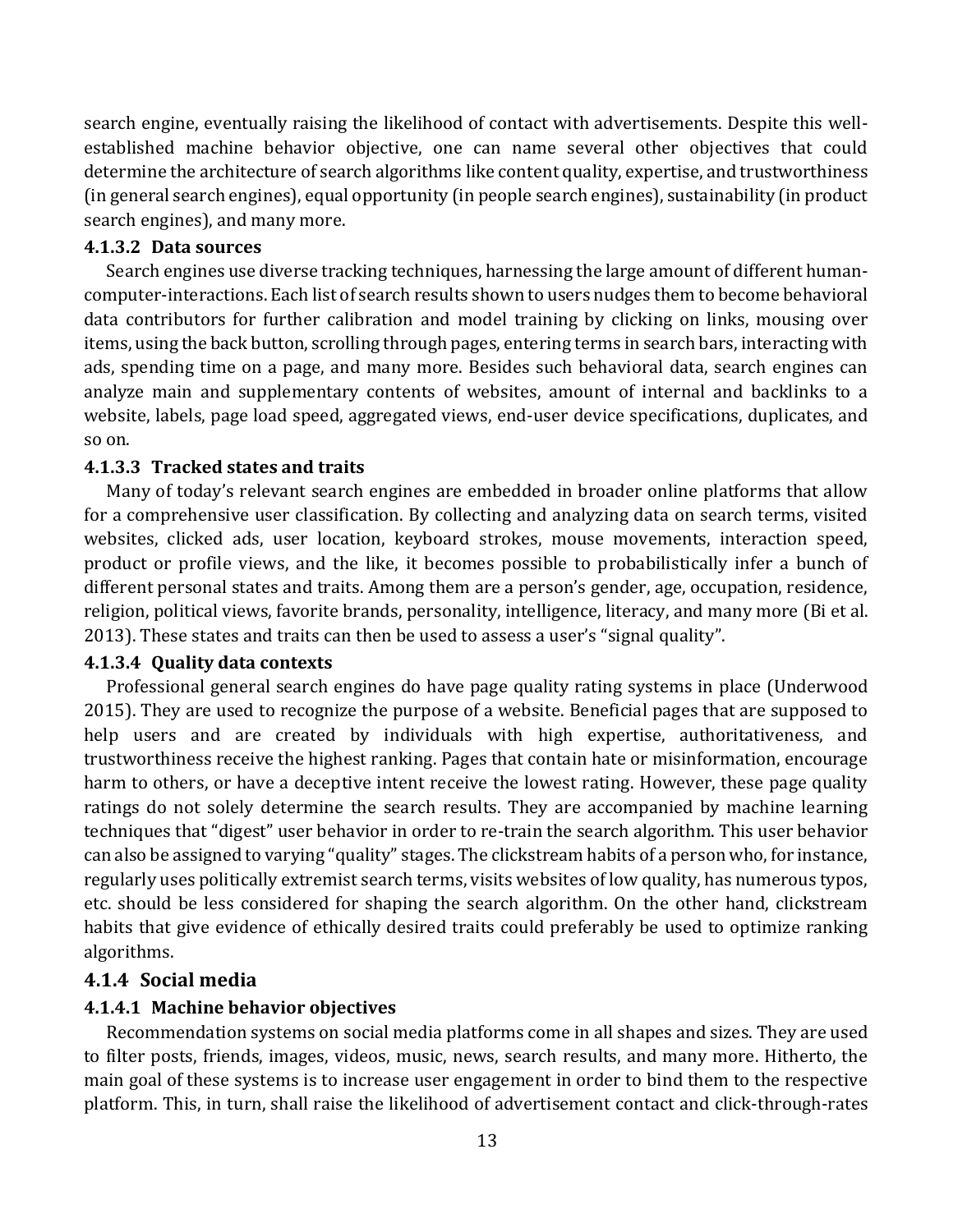search engine, eventually raising the likelihood of contact with advertisements. Despite this well-established machine behavior objective, one can name several other objectives that could determine the architecture of search algorithms like content quality, expertise, and trustworthiness (in general search engines), equal opportunity (in people search engines), sustainability (in product search engines), and many more.

#### 4.1.3.2 Data sources

Search engines use diverse tracking techniques, harnessing the large amount of different human-computer-interactions. Each list of search results shown to users nudges them to become behavioral data contributors for further calibration and model training by clicking on links, mousing over items, using the back button, scrolling through pages, entering terms in search bars, interacting with ads, spending time on a page, and many more. Besides such behavioral data, search engines can analyze main and supplementary contents of websites, amount of internal and backlinks to a website, labels, page load speed, aggregated views, end-user device specifications, duplicates, and so on.

#### 4.1.3.3 Tracked states and traits

Many of today's relevant search engines are embedded in broader online platforms that allow for a comprehensive user classification. By collecting and analyzing data on search terms, visited websites, clicked ads, user location, keyboard strokes, mouse movements, interaction speed, product or profile views, and the like, it becomes possible to probabilistically infer a bunch of different personal states and traits. Among them are a person's gender, age, occupation, residence, religion, political views, favorite brands, personality, intelligence, literacy, and many more (Bi et al. 2013). These states and traits can then be used to assess a user's "signal quality".

#### 4.1.3.4 Quality data contexts

Professional general search engines do have page quality rating systems in place (Underwood 2015). They are used to recognize the purpose of a website. Beneficial pages that are supposed to help users and are created by individuals with high expertise, authoritativeness, and trustworthiness receive the highest ranking. Pages that contain hate or misinformation, encourage harm to others, or have a deceptive intent receive the lowest rating. However, these page quality ratings do not solely determine the search results. They are accompanied by machine learning techniques that "digest" user behavior in order to re-train the search algorithm. This user behavior can also be assigned to varying "quality" stages. The clickstream habits of a person who, for instance, regularly uses politically extremist search terms, visits websites of low quality, has numerous typos, etc. should be less considered for shaping the search algorithm. On the other hand, clickstream habits that give evidence of ethically desired traits could preferably be used to optimize ranking algorithms.

### 4.1.4 Social media

#### 4.1.4.1 Machine behavior objectives

Recommendation systems on social media platforms come in all shapes and sizes. They are used to filter posts, friends, images, videos, music, news, search results, and many more. Hitherto, the main goal of these systems is to increase user engagement in order to bind them to the respective platform. This, in turn, shall raise the likelihood of advertisement contact and click-through-rates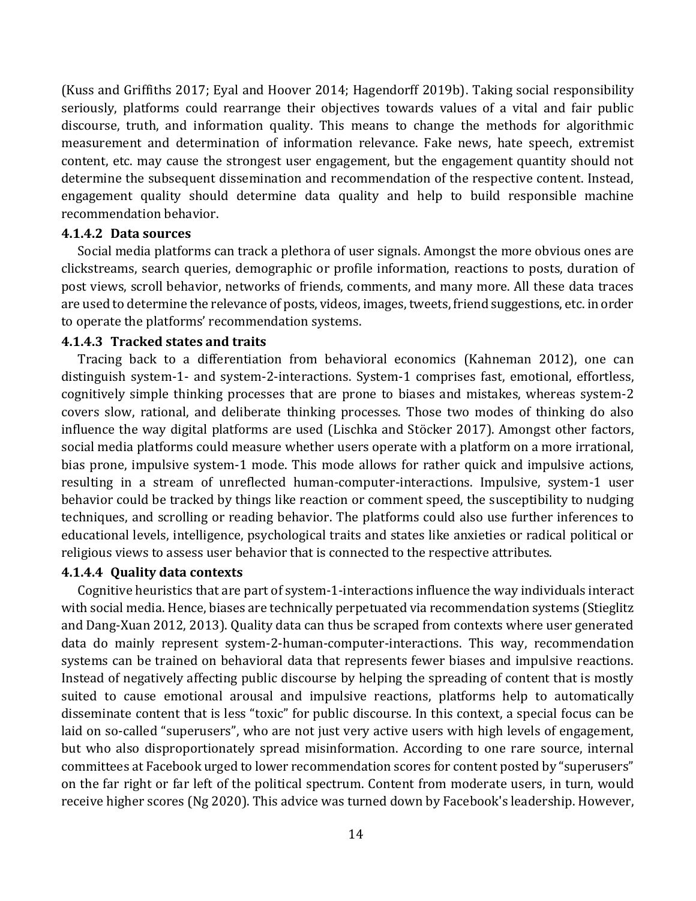(Kuss and Griffiths 2017; Eyal and Hoover 2014; Hagendorff 2019b). Taking social responsibility seriously, platforms could rearrange their objectives towards values of a vital and fair public discourse, truth, and information quality. This means to change the methods for algorithmic measurement and determination of information relevance. Fake news, hate speech, extremist content, etc. may cause the strongest user engagement, but the engagement quantity should not determine the subsequent dissemination and recommendation of the respective content. Instead, engagement quality should determine data quality and help to build responsible machine recommendation behavior.

#### 4.1.4.2 Data sources

Social media platforms can track a plethora of user signals. Amongst the more obvious ones are clickstreams, search queries, demographic or profile information, reactions to posts, duration of post views, scroll behavior, networks of friends, comments, and many more. All these data traces are used to determine the relevance of posts, videos, images, tweets, friend suggestions, etc. in order to operate the platforms' recommendation systems.

#### 4.1.4.3 Tracked states and traits

Tracing back to a differentiation from behavioral economics (Kahneman 2012), one can distinguish system-1- and system-2-interactions. System-1 comprises fast, emotional, effortless, cognitively simple thinking processes that are prone to biases and mistakes, whereas system-2 covers slow, rational, and deliberate thinking processes. Those two modes of thinking do also influence the way digital platforms are used (Lischka and Stöcker 2017). Amongst other factors, social media platforms could measure whether users operate with a platform on a more irrational, bias prone, impulsive system-1 mode. This mode allows for rather quick and impulsive actions, resulting in a stream of unreflected human-computer-interactions. Impulsive, system-1 user behavior could be tracked by things like reaction or comment speed, the susceptibility to nudging techniques, and scrolling or reading behavior. The platforms could also use further inferences to educational levels, intelligence, psychological traits and states like anxieties or radical political or religious views to assess user behavior that is connected to the respective attributes.

#### 4.1.4.4 Quality data contexts

Cognitive heuristics that are part of system-1-interactions influence the way individuals interact with social media. Hence, biases are technically perpetuated via recommendation systems (Stieglitz and Dang-Xuan 2012, 2013). Quality data can thus be scraped from contexts where user generated data do mainly represent system-2-human-computer-interactions. This way, recommendation systems can be trained on behavioral data that represents fewer biases and impulsive reactions. Instead of negatively affecting public discourse by helping the spreading of content that is mostly suited to cause emotional arousal and impulsive reactions, platforms help to automatically disseminate content that is less "toxic" for public discourse. In this context, a special focus can be laid on so-called "superusers", who are not just very active users with high levels of engagement, but who also disproportionately spread misinformation. According to one rare source, internal committees at Facebook urged to lower recommendation scores for content posted by "superusers" on the far right or far left of the political spectrum. Content from moderate users, in turn, would receive higher scores (Ng 2020). This advice was turned down by Facebook's leadership. However,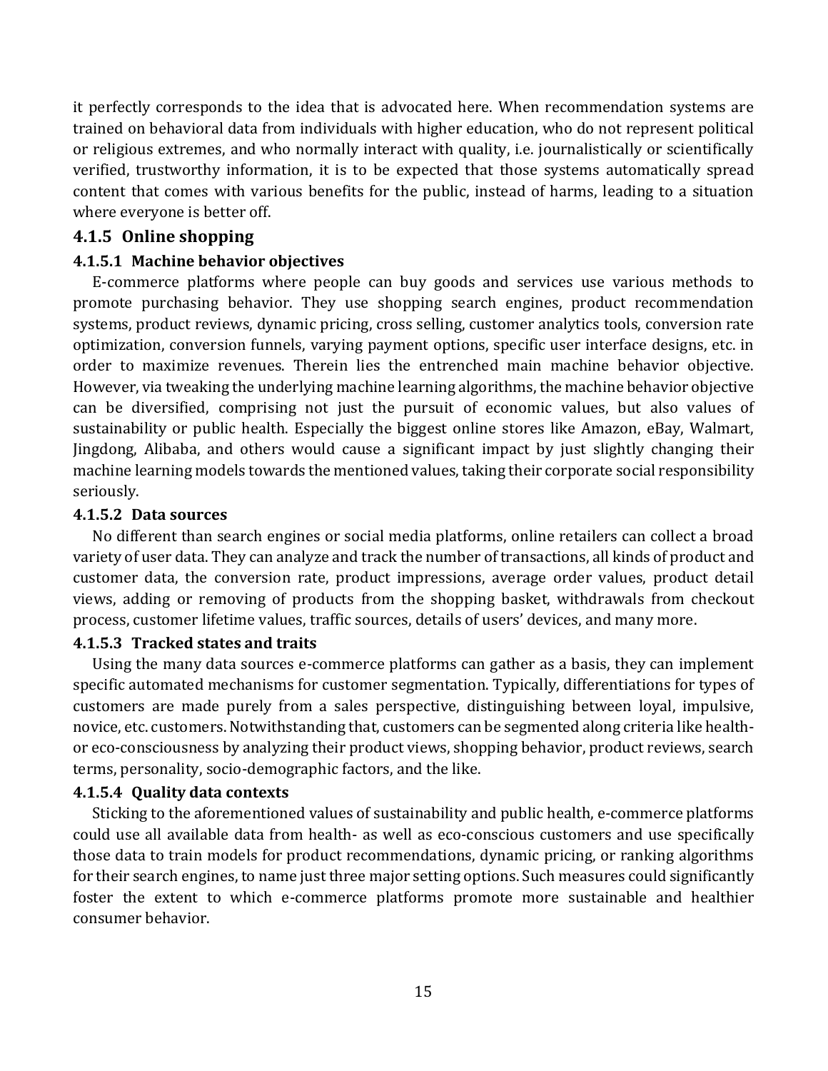it perfectly corresponds to the idea that is advocated here. When recommendation systems are trained on behavioral data from individuals with higher education, who do not represent political or religious extremes, and who normally interact with quality, i.e. journalistically or scientifically verified, trustworthy information, it is to be expected that those systems automatically spread content that comes with various benefits for the public, instead of harms, leading to a situation where everyone is better off.

### 4.1.5 Online shopping

#### 4.1.5.1 Machine behavior objectives

E-commerce platforms where people can buy goods and services use various methods to promote purchasing behavior. They use shopping search engines, product recommendation systems, product reviews, dynamic pricing, cross selling, customer analytics tools, conversion rate optimization, conversion funnels, varying payment options, specific user interface designs, etc. in order to maximize revenues. Therein lies the entrenched main machine behavior objective. However, via tweaking the underlying machine learning algorithms, the machine behavior objective can be diversified, comprising not just the pursuit of economic values, but also values of sustainability or public health. Especially the biggest online stores like Amazon, eBay, Walmart, Jingdong, Alibaba, and others would cause a significant impact by just slightly changing their machine learning models towards the mentioned values, taking their corporate social responsibility seriously.

#### 4.1.5.2 Data sources

No different than search engines or social media platforms, online retailers can collect a broad variety of user data. They can analyze and track the number of transactions, all kinds of product and customer data, the conversion rate, product impressions, average order values, product detail views, adding or removing of products from the shopping basket, withdrawals from checkout process, customer lifetime values, traffic sources, details of users' devices, and many more.

#### 4.1.5.3 Tracked states and traits

Using the many data sources e-commerce platforms can gather as a basis, they can implement specific automated mechanisms for customer segmentation. Typically, differentiations for types of customers are made purely from a sales perspective, distinguishing between loyal, impulsive, novice, etc. customers. Notwithstanding that, customers can be segmented along criteria like health- or eco-consciousness by analyzing their product views, shopping behavior, product reviews, search terms, personality, socio-demographic factors, and the like.

#### 4.1.5.4 Quality data contexts

Sticking to the aforementioned values of sustainability and public health, e-commerce platforms could use all available data from health- as well as eco-conscious customers and use specifically those data to train models for product recommendations, dynamic pricing, or ranking algorithms for their search engines, to name just three major setting options. Such measures could significantly foster the extent to which e-commerce platforms promote more sustainable and healthier consumer behavior.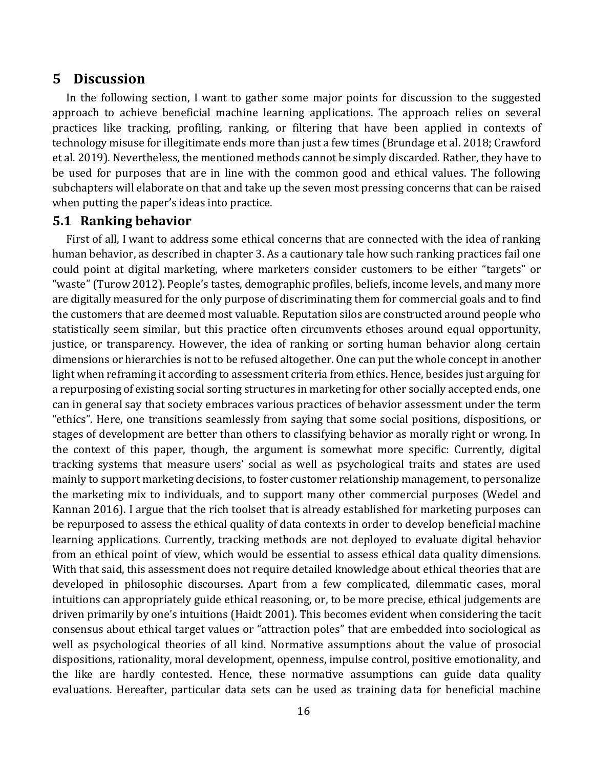## 5 Discussion

In the following section, I want to gather some major points for discussion to the suggested approach to achieve beneficial machine learning applications. The approach relies on several practices like tracking, profiling, ranking, or filtering that have been applied in contexts of technology misuse for illegitimate ends more than just a few times (Brundage et al. 2018; Crawford et al. 2019). Nevertheless, the mentioned methods cannot be simply discarded. Rather, they have to be used for purposes that are in line with the common good and ethical values. The following subchapters will elaborate on that and take up the seven most pressing concerns that can be raised when putting the paper's ideas into practice.

### 5.1 Ranking behavior

First of all, I want to address some ethical concerns that are connected with the idea of ranking human behavior, as described in chapter 3. As a cautionary tale how such ranking practices fail one could point at digital marketing, where marketers consider customers to be either "targets" or "waste" (Turow 2012). People's tastes, demographic profiles, beliefs, income levels, and many more are digitally measured for the only purpose of discriminating them for commercial goals and to find the customers that are deemed most valuable. Reputation silos are constructed around people who statistically seem similar, but this practice often circumvents ethoses around equal opportunity, justice, or transparency. However, the idea of ranking or sorting human behavior along certain dimensions or hierarchies is not to be refused altogether. One can put the whole concept in another light when reframing it according to assessment criteria from ethics. Hence, besides just arguing for a repurposing of existing social sorting structures in marketing for other socially accepted ends, one can in general say that society embraces various practices of behavior assessment under the term "ethics". Here, one transitions seamlessly from saying that some social positions, dispositions, or stages of development are better than others to classifying behavior as morally right or wrong. In the context of this paper, though, the argument is somewhat more specific: Currently, digital tracking systems that measure users' social as well as psychological traits and states are used mainly to support marketing decisions, to foster customer relationship management, to personalize the marketing mix to individuals, and to support many other commercial purposes (Wedel and Kannan 2016). I argue that the rich toolset that is already established for marketing purposes can be repurposed to assess the ethical quality of data contexts in order to develop beneficial machine learning applications. Currently, tracking methods are not deployed to evaluate digital behavior from an ethical point of view, which would be essential to assess ethical data quality dimensions. With that said, this assessment does not require detailed knowledge about ethical theories that are developed in philosophic discourses. Apart from a few complicated, dilemmatic cases, moral intuitions can appropriately guide ethical reasoning, or, to be more precise, ethical judgements are driven primarily by one's intuitions (Haidt 2001). This becomes evident when considering the tacit consensus about ethical target values or "attraction poles" that are embedded into sociological as well as psychological theories of all kind. Normative assumptions about the value of prosocial dispositions, rationality, moral development, openness, impulse control, positive emotionality, and the like are hardly contested. Hence, these normative assumptions can guide data quality evaluations. Hereafter, particular data sets can be used as training data for beneficial machine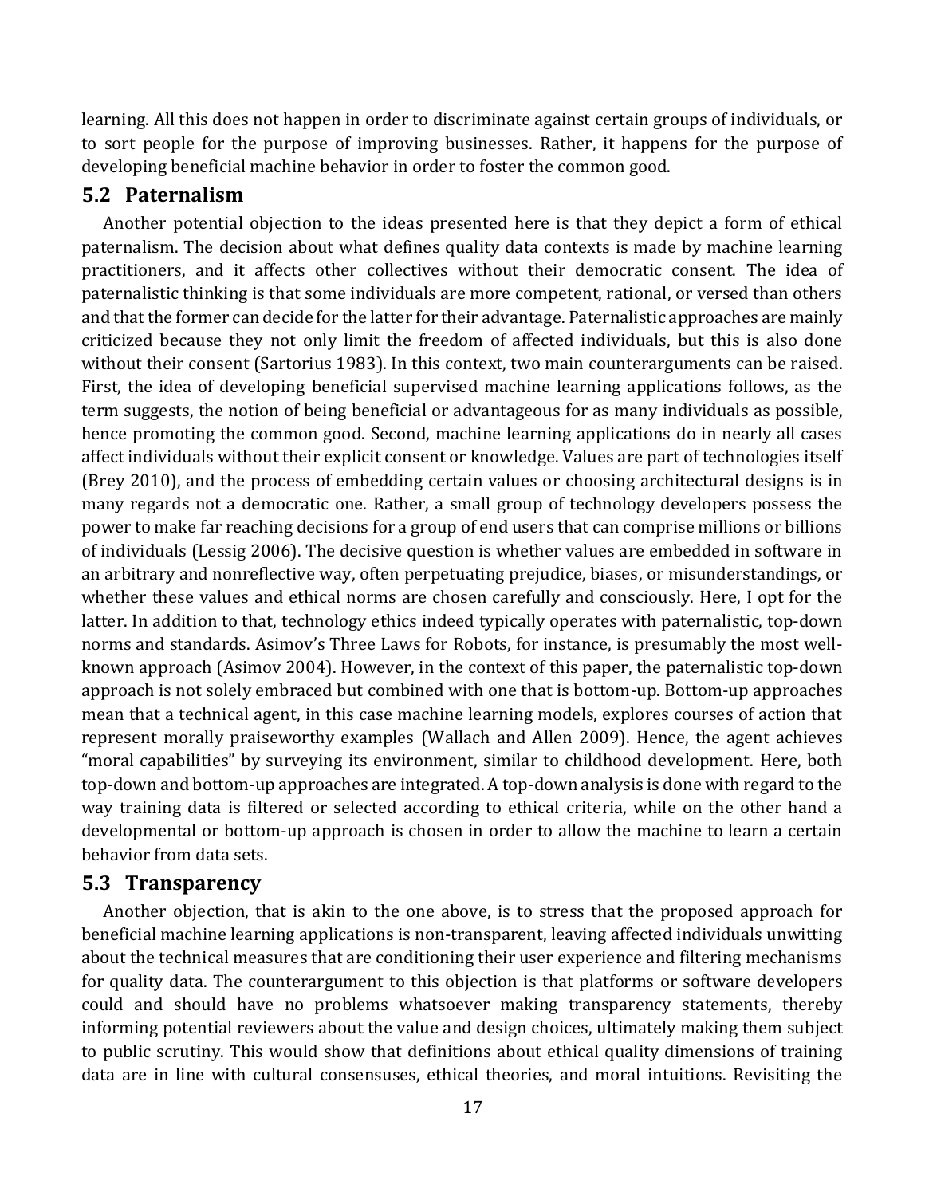learning. All this does not happen in order to discriminate against certain groups of individuals, or to sort people for the purpose of improving businesses. Rather, it happens for the purpose of developing beneficial machine behavior in order to foster the common good.

## 5.2 Paternalism

Another potential objection to the ideas presented here is that they depict a form of ethical paternalism. The decision about what defines quality data contexts is made by machine learning practitioners, and it affects other collectives without their democratic consent. The idea of paternalistic thinking is that some individuals are more competent, rational, or versed than others and that the former can decide for the latter for their advantage. Paternalistic approaches are mainly criticized because they not only limit the freedom of affected individuals, but this is also done without their consent (Sartorius 1983). In this context, two main counterarguments can be raised. First, the idea of developing beneficial supervised machine learning applications follows, as the term suggests, the notion of being beneficial or advantageous for as many individuals as possible, hence promoting the common good. Second, machine learning applications do in nearly all cases affect individuals without their explicit consent or knowledge. Values are part of technologies itself (Brey 2010), and the process of embedding certain values or choosing architectural designs is in many regards not a democratic one. Rather, a small group of technology developers possess the power to make far reaching decisions for a group of end users that can comprise millions or billions of individuals (Lessig 2006). The decisive question is whether values are embedded in software in an arbitrary and nonreflective way, often perpetuating prejudice, biases, or misunderstandings, or whether these values and ethical norms are chosen carefully and consciously. Here, I opt for the latter. In addition to that, technology ethics indeed typically operates with paternalistic, top-down norms and standards. Asimov's Three Laws for Robots, for instance, is presumably the most well-known approach (Asimov 2004). However, in the context of this paper, the paternalistic top-down approach is not solely embraced but combined with one that is bottom-up. Bottom-up approaches mean that a technical agent, in this case machine learning models, explores courses of action that represent morally praiseworthy examples (Wallach and Allen 2009). Hence, the agent achieves "moral capabilities" by surveying its environment, similar to childhood development. Here, both top-down and bottom-up approaches are integrated. A top-down analysis is done with regard to the way training data is filtered or selected according to ethical criteria, while on the other hand a developmental or bottom-up approach is chosen in order to allow the machine to learn a certain behavior from data sets.

## 5.3 Transparency

Another objection, that is akin to the one above, is to stress that the proposed approach for beneficial machine learning applications is non-transparent, leaving affected individuals unwitting about the technical measures that are conditioning their user experience and filtering mechanisms for quality data. The counterargument to this objection is that platforms or software developers could and should have no problems whatsoever making transparency statements, thereby informing potential reviewers about the value and design choices, ultimately making them subject to public scrutiny. This would show that definitions about ethical quality dimensions of training data are in line with cultural consensuses, ethical theories, and moral intuitions. Revisiting the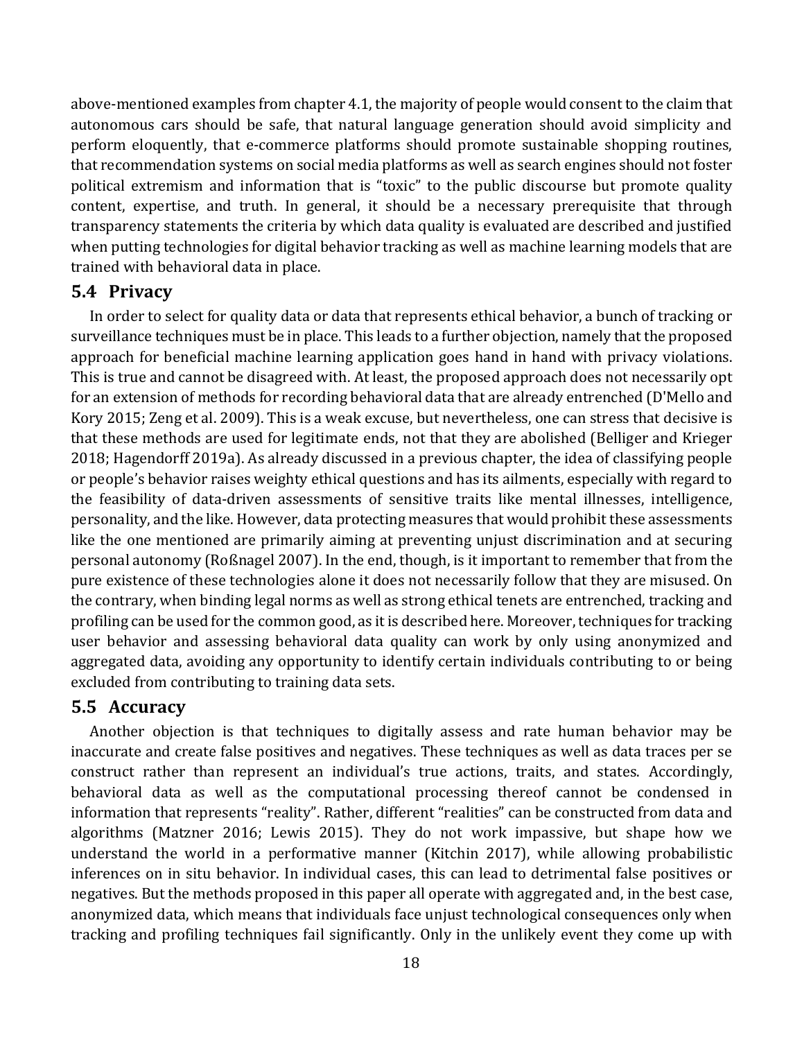above-mentioned examples from chapter 4.1, the majority of people would consent to the claim that autonomous cars should be safe, that natural language generation should avoid simplicity and perform eloquently, that e-commerce platforms should promote sustainable shopping routines, that recommendation systems on social media platforms as well as search engines should not foster political extremism and information that is "toxic" to the public discourse but promote quality content, expertise, and truth. In general, it should be a necessary prerequisite that through transparency statements the criteria by which data quality is evaluated are described and justified when putting technologies for digital behavior tracking as well as machine learning models that are trained with behavioral data in place.

## 5.4 Privacy

In order to select for quality data or data that represents ethical behavior, a bunch of tracking or surveillance techniques must be in place. This leads to a further objection, namely that the proposed approach for beneficial machine learning application goes hand in hand with privacy violations. This is true and cannot be disagreed with. At least, the proposed approach does not necessarily opt for an extension of methods for recording behavioral data that are already entrenched (D'Mello and Kory 2015; Zeng et al. 2009). This is a weak excuse, but nevertheless, one can stress that decisive is that these methods are used for legitimate ends, not that they are abolished (Belliger and Krieger 2018; Hagendorff 2019a). As already discussed in a previous chapter, the idea of classifying people or people's behavior raises weighty ethical questions and has its ailments, especially with regard to the feasibility of data-driven assessments of sensitive traits like mental illnesses, intelligence, personality, and the like. However, data protecting measures that would prohibit these assessments like the one mentioned are primarily aiming at preventing unjust discrimination and at securing personal autonomy (Roßnagel 2007). In the end, though, is it important to remember that from the pure existence of these technologies alone it does not necessarily follow that they are misused. On the contrary, when binding legal norms as well as strong ethical tenets are entrenched, tracking and profiling can be used for the common good, as it is described here. Moreover, techniques for tracking user behavior and assessing behavioral data quality can work by only using anonymized and aggregated data, avoiding any opportunity to identify certain individuals contributing to or being excluded from contributing to training data sets.

## 5.5 Accuracy

Another objection is that techniques to digitally assess and rate human behavior may be inaccurate and create false positives and negatives. These techniques as well as data traces per se construct rather than represent an individual's true actions, traits, and states. Accordingly, behavioral data as well as the computational processing thereof cannot be condensed in information that represents "reality". Rather, different "realities" can be constructed from data and algorithms (Matzner 2016; Lewis 2015). They do not work impassive, but shape how we understand the world in a performative manner (Kitchin 2017), while allowing probabilistic inferences on in situ behavior. In individual cases, this can lead to detrimental false positives or negatives. But the methods proposed in this paper all operate with aggregated and, in the best case, anonymized data, which means that individuals face unjust technological consequences only when tracking and profiling techniques fail significantly. Only in the unlikely event they come up with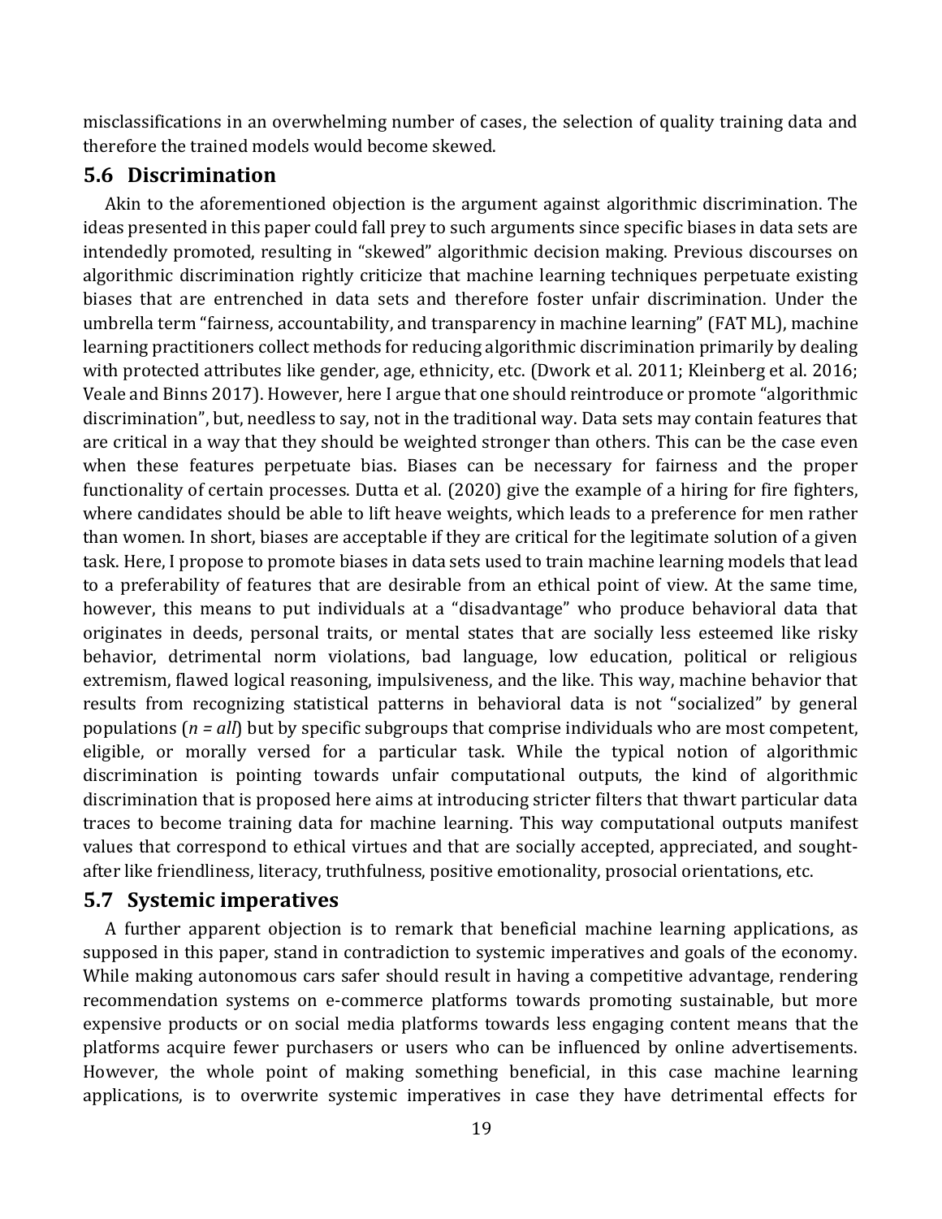misclassifications in an overwhelming number of cases, the selection of quality training data and therefore the trained models would become skewed.

## 5.6 Discrimination

Akin to the aforementioned objection is the argument against algorithmic discrimination. The ideas presented in this paper could fall prey to such arguments since specific biases in data sets are intendedly promoted, resulting in "skewed" algorithmic decision making. Previous discourses on algorithmic discrimination rightly criticize that machine learning techniques perpetuate existing biases that are entrenched in data sets and therefore foster unfair discrimination. Under the umbrella term "fairness, accountability, and transparency in machine learning" (FAT ML), machine learning practitioners collect methods for reducing algorithmic discrimination primarily by dealing with protected attributes like gender, age, ethnicity, etc. (Dwork et al. 2011; Kleinberg et al. 2016; Veale and Binns 2017). However, here I argue that one should reintroduce or promote "algorithmic discrimination", but, needless to say, not in the traditional way. Data sets may contain features that are critical in a way that they should be weighted stronger than others. This can be the case even when these features perpetuate bias. Biases can be necessary for fairness and the proper functionality of certain processes. Dutta et al. (2020) give the example of a hiring for fire fighters, where candidates should be able to lift heave weights, which leads to a preference for men rather than women. In short, biases are acceptable if they are critical for the legitimate solution of a given task. Here, I propose to promote biases in data sets used to train machine learning models that lead to a preferability of features that are desirable from an ethical point of view. At the same time, however, this means to put individuals at a "disadvantage" who produce behavioral data that originates in deeds, personal traits, or mental states that are socially less esteemed like risky behavior, detrimental norm violations, bad language, low education, political or religious extremism, flawed logical reasoning, impulsiveness, and the like. This way, machine behavior that results from recognizing statistical patterns in behavioral data is not "socialized" by general populations (*n = all*) but by specific subgroups that comprise individuals who are most competent, eligible, or morally versed for a particular task. While the typical notion of algorithmic discrimination is pointing towards unfair computational outputs, the kind of algorithmic discrimination that is proposed here aims at introducing stricter filters that thwart particular data traces to become training data for machine learning. This way computational outputs manifest values that correspond to ethical virtues and that are socially accepted, appreciated, and sought-after like friendliness, literacy, truthfulness, positive emotionality, prosocial orientations, etc.

## 5.7 Systemic imperatives

A further apparent objection is to remark that beneficial machine learning applications, as supposed in this paper, stand in contradiction to systemic imperatives and goals of the economy. While making autonomous cars safer should result in having a competitive advantage, rendering recommendation systems on e-commerce platforms towards promoting sustainable, but more expensive products or on social media platforms towards less engaging content means that the platforms acquire fewer purchasers or users who can be influenced by online advertisements. However, the whole point of making something beneficial, in this case machine learning applications, is to overwrite systemic imperatives in case they have detrimental effects for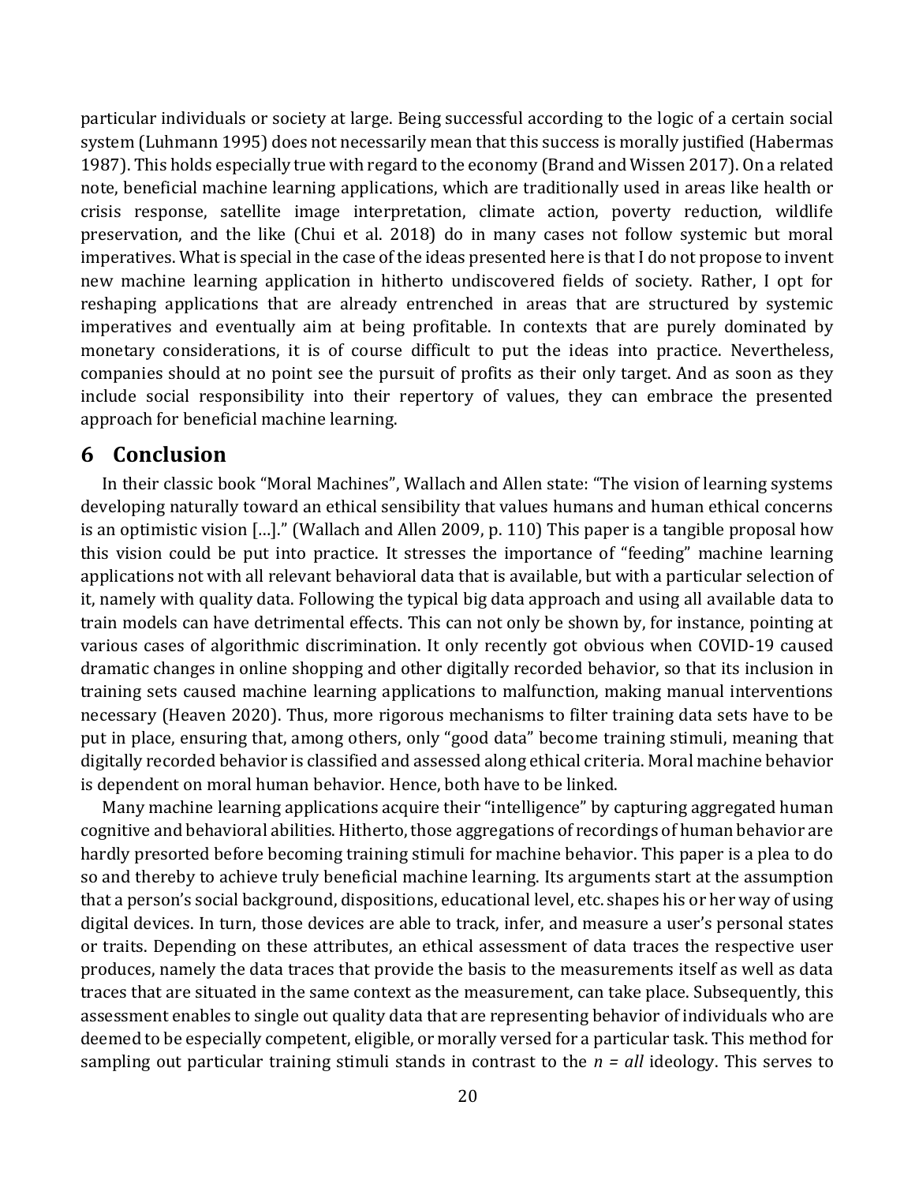particular individuals or society at large. Being successful according to the logic of a certain social system (Luhmann 1995) does not necessarily mean that this success is morally justified (Habermas 1987). This holds especially true with regard to the economy (Brand and Wissen 2017). On a related note, beneficial machine learning applications, which are traditionally used in areas like health or crisis response, satellite image interpretation, climate action, poverty reduction, wildlife preservation, and the like (Chui et al. 2018) do in many cases not follow systemic but moral imperatives. What is special in the case of the ideas presented here is that I do not propose to invent new machine learning application in hitherto undiscovered fields of society. Rather, I opt for reshaping applications that are already entrenched in areas that are structured by systemic imperatives and eventually aim at being profitable. In contexts that are purely dominated by monetary considerations, it is of course difficult to put the ideas into practice. Nevertheless, companies should at no point see the pursuit of profits as their only target. And as soon as they include social responsibility into their repertory of values, they can embrace the presented approach for beneficial machine learning.

## 6 Conclusion

In their classic book "Moral Machines", Wallach and Allen state: "The vision of learning systems developing naturally toward an ethical sensibility that values humans and human ethical concerns is an optimistic vision […]." (Wallach and Allen 2009, p. 110) This paper is a tangible proposal how this vision could be put into practice. It stresses the importance of "feeding" machine learning applications not with all relevant behavioral data that is available, but with a particular selection of it, namely with quality data. Following the typical big data approach and using all available data to train models can have detrimental effects. This can not only be shown by, for instance, pointing at various cases of algorithmic discrimination. It only recently got obvious when COVID-19 caused dramatic changes in online shopping and other digitally recorded behavior, so that its inclusion in training sets caused machine learning applications to malfunction, making manual interventions necessary (Heaven 2020). Thus, more rigorous mechanisms to filter training data sets have to be put in place, ensuring that, among others, only "good data" become training stimuli, meaning that digitally recorded behavior is classified and assessed along ethical criteria. Moral machine behavior is dependent on moral human behavior. Hence, both have to be linked.

Many machine learning applications acquire their "intelligence" by capturing aggregated human cognitive and behavioral abilities. Hitherto, those aggregations of recordings of human behavior are hardly presorted before becoming training stimuli for machine behavior. This paper is a plea to do so and thereby to achieve truly beneficial machine learning. Its arguments start at the assumption that a person's social background, dispositions, educational level, etc. shapes his or her way of using digital devices. In turn, those devices are able to track, infer, and measure a user's personal states or traits. Depending on these attributes, an ethical assessment of data traces the respective user produces, namely the data traces that provide the basis to the measurements itself as well as data traces that are situated in the same context as the measurement, can take place. Subsequently, this assessment enables to single out quality data that are representing behavior of individuals who are deemed to be especially competent, eligible, or morally versed for a particular task. This method for sampling out particular training stimuli stands in contrast to the *n = all* ideology. This serves to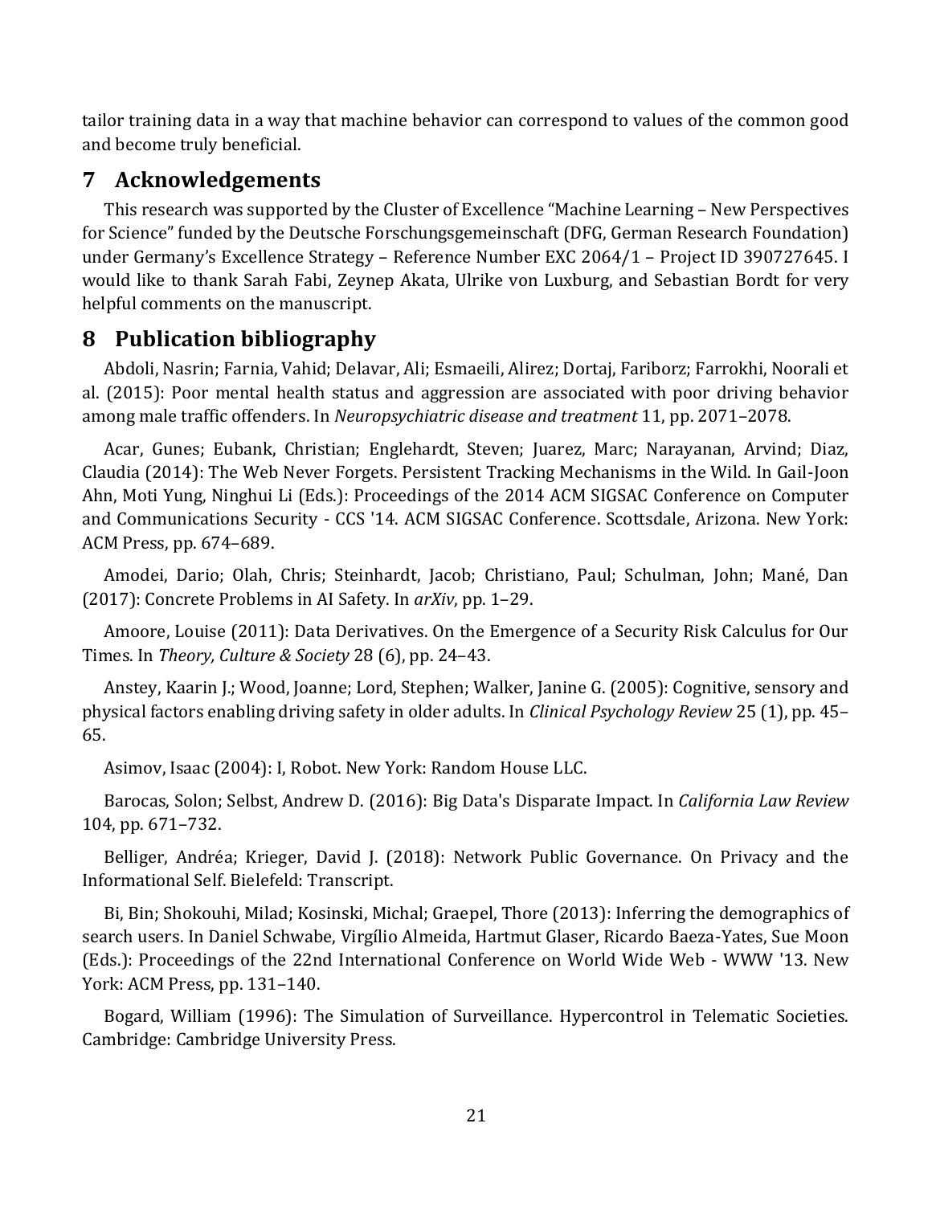tailor training data in a way that machine behavior can correspond to values of the common good and become truly beneficial.

## 7 Acknowledgements

This research was supported by the Cluster of Excellence "Machine Learning – New Perspectives for Science" funded by the Deutsche Forschungsgemeinschaft (DFG, German Research Foundation) under Germany's Excellence Strategy – Reference Number EXC 2064/1 – Project ID 390727645. I would like to thank Sarah Fabi, Zeynep Akata, Ulrike von Luxburg, and Sebastian Bordt for very helpful comments on the manuscript.

## 8 Publication bibliography

Abdoli, Nasrin; Farnia, Vahid; Delavar, Ali; Esmaeili, Alirez; Dortaj, Fariborz; Farrokhi, Noorali et al. (2015): Poor mental health status and aggression are associated with poor driving behavior among male traffic offenders. In *Neuropsychiatric disease and treatment* 11, pp. 2071–2078.

Acar, Gunes; Eubank, Christian; Englehardt, Steven; Juarez, Marc; Narayanan, Arvind; Diaz, Claudia (2014): The Web Never Forgets. Persistent Tracking Mechanisms in the Wild. In Gail-Joon Ahn, Moti Yung, Ninghui Li (Eds.): Proceedings of the 2014 ACM SIGSAC Conference on Computer and Communications Security - CCS '14. ACM SIGSAC Conference. Scottsdale, Arizona. New York: ACM Press, pp. 674–689.

Amodei, Dario; Olah, Chris; Steinhardt, Jacob; Christiano, Paul; Schulman, John; Mané, Dan (2017): Concrete Problems in AI Safety. In *arXiv*, pp. 1–29.

Amoore, Louise (2011): Data Derivatives. On the Emergence of a Security Risk Calculus for Our Times. In *Theory, Culture & Society* 28 (6), pp. 24–43.

Anstey, Kaarin J.; Wood, Joanne; Lord, Stephen; Walker, Janine G. (2005): Cognitive, sensory and physical factors enabling driving safety in older adults. In *Clinical Psychology Review* 25 (1), pp. 45–65.

Asimov, Isaac (2004): I, Robot. New York: Random House LLC.

Barocas, Solon; Selbst, Andrew D. (2016): Big Data's Disparate Impact. In *California Law Review* 104, pp. 671–732.

Belliger, Andréa; Krieger, David J. (2018): Network Public Governance. On Privacy and the Informational Self. Bielefeld: Transcript.

Bi, Bin; Shokouhi, Milad; Kosinski, Michal; Graepel, Thore (2013): Inferring the demographics of search users. In Daniel Schwabe, Virgílio Almeida, Hartmut Glaser, Ricardo Baeza-Yates, Sue Moon (Eds.): Proceedings of the 22nd International Conference on World Wide Web - WWW '13. New York: ACM Press, pp. 131–140.

Bogard, William (1996): The Simulation of Surveillance. Hypercontrol in Telematic Societies. Cambridge: Cambridge University Press.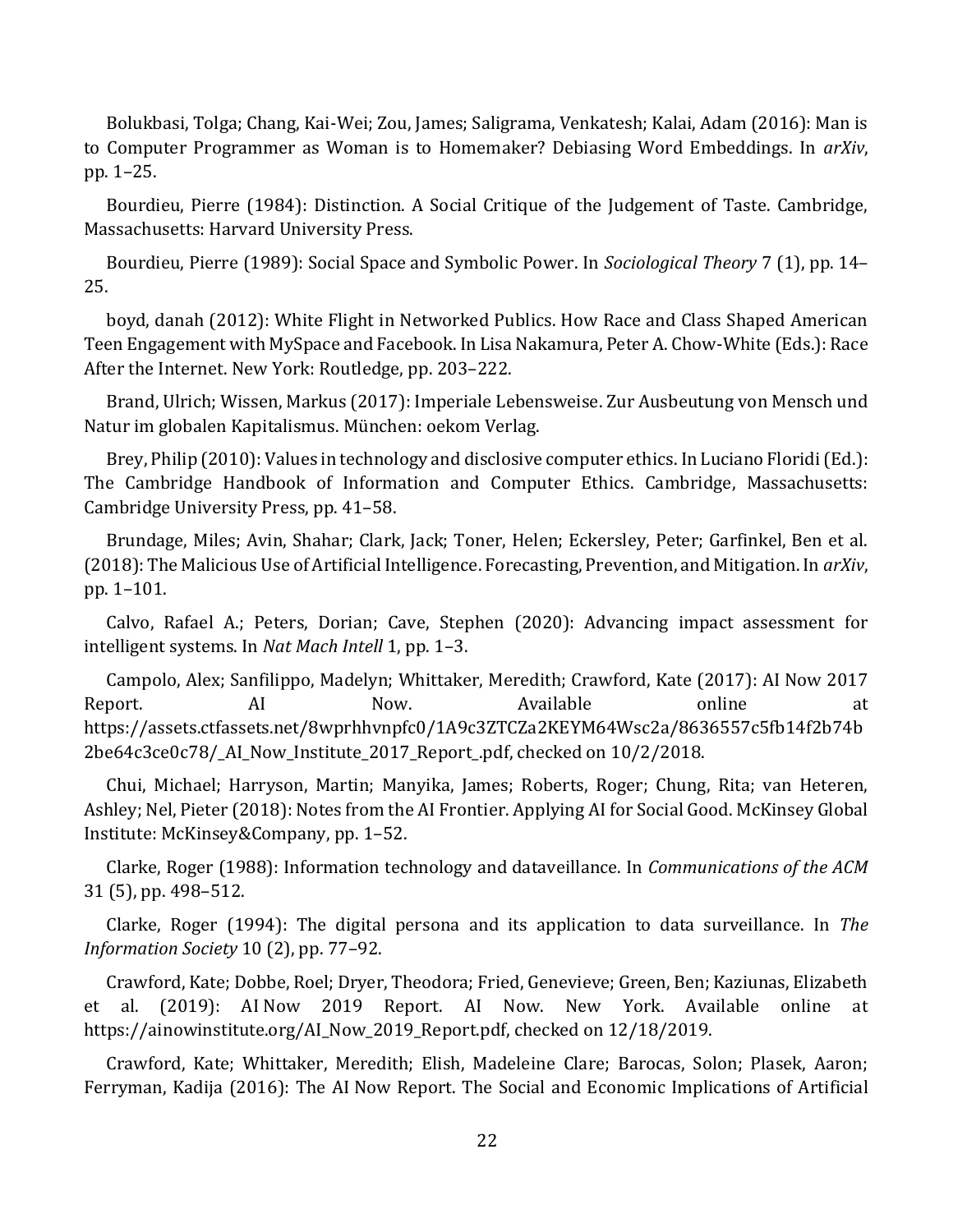Bolukbasi, Tolga; Chang, Kai-Wei; Zou, James; Saligrama, Venkatesh; Kalai, Adam (2016): Man is to Computer Programmer as Woman is to Homemaker? Debiasing Word Embeddings. In *arXiv*, pp. 1–25.

Bourdieu, Pierre (1984): Distinction. A Social Critique of the Judgement of Taste. Cambridge, Massachusetts: Harvard University Press.

Bourdieu, Pierre (1989): Social Space and Symbolic Power. In *Sociological Theory* 7 (1), pp. 14–25.

boyd, danah (2012): White Flight in Networked Publics. How Race and Class Shaped American Teen Engagement with MySpace and Facebook. In Lisa Nakamura, Peter A. Chow-White (Eds.): Race After the Internet. New York: Routledge, pp. 203–222.

Brand, Ulrich; Wissen, Markus (2017): Imperiale Lebensweise. Zur Ausbeutung von Mensch und Natur im globalen Kapitalismus. München: oekom Verlag.

Brey, Philip (2010): Values in technology and disclosive computer ethics. In Luciano Floridi (Ed.): The Cambridge Handbook of Information and Computer Ethics. Cambridge, Massachusetts: Cambridge University Press, pp. 41–58.

Brundage, Miles; Avin, Shahar; Clark, Jack; Toner, Helen; Eckersley, Peter; Garfinkel, Ben et al. (2018): The Malicious Use of Artificial Intelligence. Forecasting, Prevention, and Mitigation. In *arXiv*, pp. 1–101.

Calvo, Rafael A.; Peters, Dorian; Cave, Stephen (2020): Advancing impact assessment for intelligent systems. In *Nat Mach Intell* 1, pp. 1–3.

Campolo, Alex; Sanfilippo, Madelyn; Whittaker, Meredith; Crawford, Kate (2017): AI Now 2017 Report. AI Now. Available online at https://assets.ctfassets.net/8wprhhvnpfc0/1A9c3ZTCZa2KEYM64Wsc2a/8636557c5fb14f2b74b2be64c3ce0c78/_AI_Now_Institute_2017_Report_.pdf, checked on 10/2/2018.

Chui, Michael; Harryson, Martin; Manyika, James; Roberts, Roger; Chung, Rita; van Heteren, Ashley; Nel, Pieter (2018): Notes from the AI Frontier. Applying AI for Social Good. McKinsey Global Institute: McKinsey&Company, pp. 1–52.

Clarke, Roger (1988): Information technology and dataveillance. In *Communications of the ACM* 31 (5), pp. 498–512.

Clarke, Roger (1994): The digital persona and its application to data surveillance. In *The Information Society* 10 (2), pp. 77–92.

Crawford, Kate; Dobbe, Roel; Dryer, Theodora; Fried, Genevieve; Green, Ben; Kaziunas, Elizabeth et al. (2019): AI Now 2019 Report. AI Now. New York. Available online at https://ainowinstitute.org/AI_Now_2019_Report.pdf, checked on 12/18/2019.

Crawford, Kate; Whittaker, Meredith; Elish, Madeleine Clare; Barocas, Solon; Plasek, Aaron; Ferryman, Kadija (2016): The AI Now Report. The Social and Economic Implications of Artificial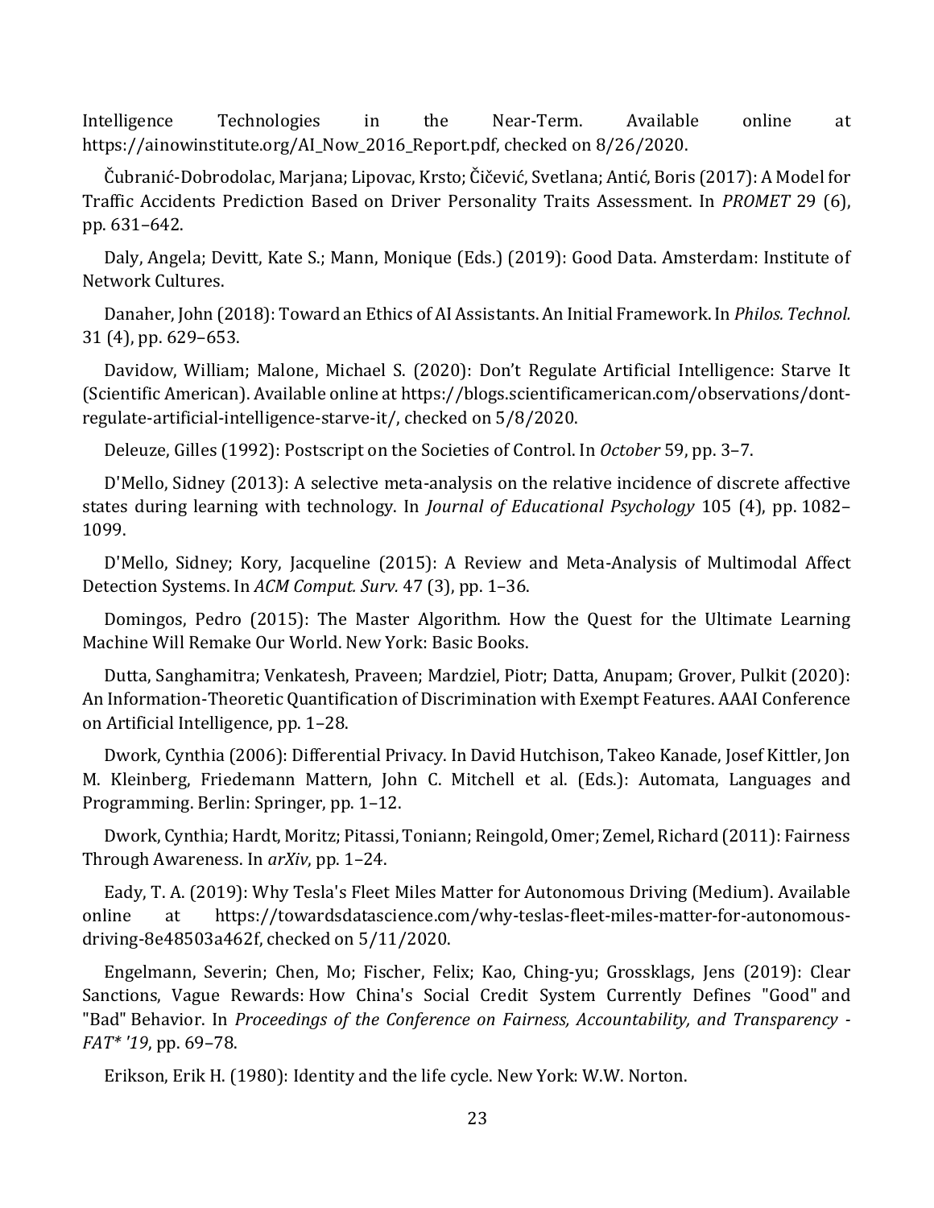Intelligence Technologies in the Near-Term. Available online at https://ainowinstitute.org/AI_Now_2016_Report.pdf, checked on 8/26/2020.

Čubranić-Dobrodolac, Marjana; Lipovac, Krsto; Čičević, Svetlana; Antić, Boris (2017): A Model for Traffic Accidents Prediction Based on Driver Personality Traits Assessment. In *PROMET* 29 (6), pp. 631–642.

Daly, Angela; Devitt, Kate S.; Mann, Monique (Eds.) (2019): Good Data. Amsterdam: Institute of Network Cultures.

Danaher, John (2018): Toward an Ethics of AI Assistants. An Initial Framework. In *Philos. Technol.* 31 (4), pp. 629–653.

Davidow, William; Malone, Michael S. (2020): Don't Regulate Artificial Intelligence: Starve It (Scientific American). Available online at https://blogs.scientificamerican.com/observations/dont-regulate-artificial-intelligence-starve-it/, checked on 5/8/2020.

Deleuze, Gilles (1992): Postscript on the Societies of Control. In *October* 59, pp. 3–7.

D'Mello, Sidney (2013): A selective meta-analysis on the relative incidence of discrete affective states during learning with technology. In *Journal of Educational Psychology* 105 (4), pp. 1082–1099.

D'Mello, Sidney; Kory, Jacqueline (2015): A Review and Meta-Analysis of Multimodal Affect Detection Systems. In *ACM Comput. Surv.* 47 (3), pp. 1–36.

Domingos, Pedro (2015): The Master Algorithm. How the Quest for the Ultimate Learning Machine Will Remake Our World. New York: Basic Books.

Dutta, Sanghamitra; Venkatesh, Praveen; Mardziel, Piotr; Datta, Anupam; Grover, Pulkit (2020): An Information-Theoretic Quantification of Discrimination with Exempt Features. AAAI Conference on Artificial Intelligence, pp. 1–28.

Dwork, Cynthia (2006): Differential Privacy. In David Hutchison, Takeo Kanade, Josef Kittler, Jon M. Kleinberg, Friedemann Mattern, John C. Mitchell et al. (Eds.): Automata, Languages and Programming. Berlin: Springer, pp. 1–12.

Dwork, Cynthia; Hardt, Moritz; Pitassi, Toniann; Reingold, Omer; Zemel, Richard (2011): Fairness Through Awareness. In *arXiv*, pp. 1–24.

Eady, T. A. (2019): Why Tesla's Fleet Miles Matter for Autonomous Driving (Medium). Available online at https://towardsdatascience.com/why-teslas-fleet-miles-matter-for-autonomous-driving-8e48503a462f, checked on 5/11/2020.

Engelmann, Severin; Chen, Mo; Fischer, Felix; Kao, Ching-yu; Grossklags, Jens (2019): Clear Sanctions, Vague Rewards: How China's Social Credit System Currently Defines "Good" and "Bad" Behavior. In *Proceedings of the Conference on Fairness, Accountability, and Transparency - FAT* '19*, pp. 69–78.

Erikson, Erik H. (1980): Identity and the life cycle. New York: W.W. Norton.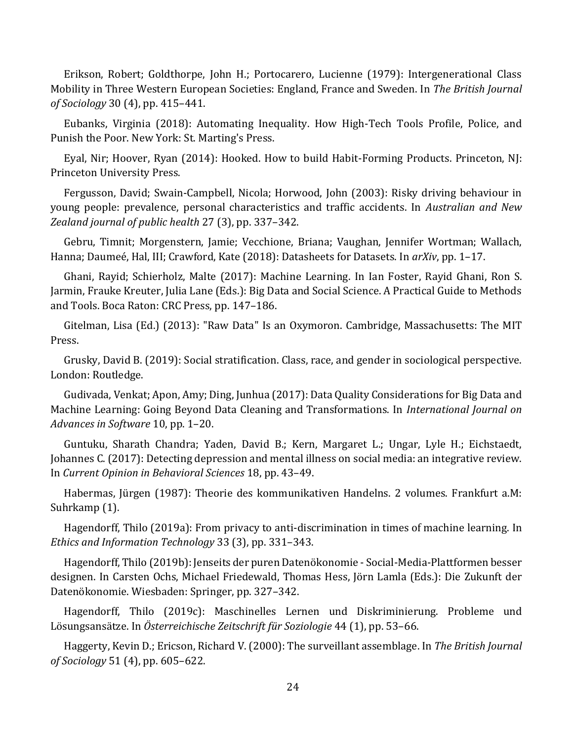Erikson, Robert; Goldthorpe, John H.; Portocarero, Lucienne (1979): Intergenerational Class Mobility in Three Western European Societies: England, France and Sweden. In *The British Journal of Sociology* 30 (4), pp. 415–441.

Eubanks, Virginia (2018): Automating Inequality. How High-Tech Tools Profile, Police, and Punish the Poor. New York: St. Marting's Press.

Eyal, Nir; Hoover, Ryan (2014): Hooked. How to build Habit-Forming Products. Princeton, NJ: Princeton University Press.

Fergusson, David; Swain-Campbell, Nicola; Horwood, John (2003): Risky driving behaviour in young people: prevalence, personal characteristics and traffic accidents. In *Australian and New Zealand journal of public health* 27 (3), pp. 337–342.

Gebru, Timnit; Morgenstern, Jamie; Vecchione, Briana; Vaughan, Jennifer Wortman; Wallach, Hanna; Daumeé, Hal, III; Crawford, Kate (2018): Datasheets for Datasets. In *arXiv*, pp. 1–17.

Ghani, Rayid; Schierholz, Malte (2017): Machine Learning. In Ian Foster, Rayid Ghani, Ron S. Jarmin, Frauke Kreuter, Julia Lane (Eds.): Big Data and Social Science. A Practical Guide to Methods and Tools. Boca Raton: CRC Press, pp. 147–186.

Gitelman, Lisa (Ed.) (2013): "Raw Data" Is an Oxymoron. Cambridge, Massachusetts: The MIT Press.

Grusky, David B. (2019): Social stratification. Class, race, and gender in sociological perspective. London: Routledge.

Gudivada, Venkat; Apon, Amy; Ding, Junhua (2017): Data Quality Considerations for Big Data and Machine Learning: Going Beyond Data Cleaning and Transformations. In *International Journal on Advances in Software* 10, pp. 1–20.

Guntuku, Sharath Chandra; Yaden, David B.; Kern, Margaret L.; Ungar, Lyle H.; Eichstaedt, Johannes C. (2017): Detecting depression and mental illness on social media: an integrative review. In *Current Opinion in Behavioral Sciences* 18, pp. 43–49.

Habermas, Jürgen (1987): Theorie des kommunikativen Handelns. 2 volumes. Frankfurt a.M: Suhrkamp (1).

Hagendorff, Thilo (2019a): From privacy to anti-discrimination in times of machine learning. In *Ethics and Information Technology* 33 (3), pp. 331–343.

Hagendorff, Thilo (2019b): Jenseits der puren Datenökonomie - Social-Media-Plattformen besser designen. In Carsten Ochs, Michael Friedewald, Thomas Hess, Jörn Lamla (Eds.): Die Zukunft der Datenökonomie. Wiesbaden: Springer, pp. 327–342.

Hagendorff, Thilo (2019c): Maschinelles Lernen und Diskriminierung. Probleme und Lösungsansätze. In *Österreichische Zeitschrift für Soziologie* 44 (1), pp. 53–66.

Haggerty, Kevin D.; Ericson, Richard V. (2000): The surveillant assemblage. In *The British Journal of Sociology* 51 (4), pp. 605–622.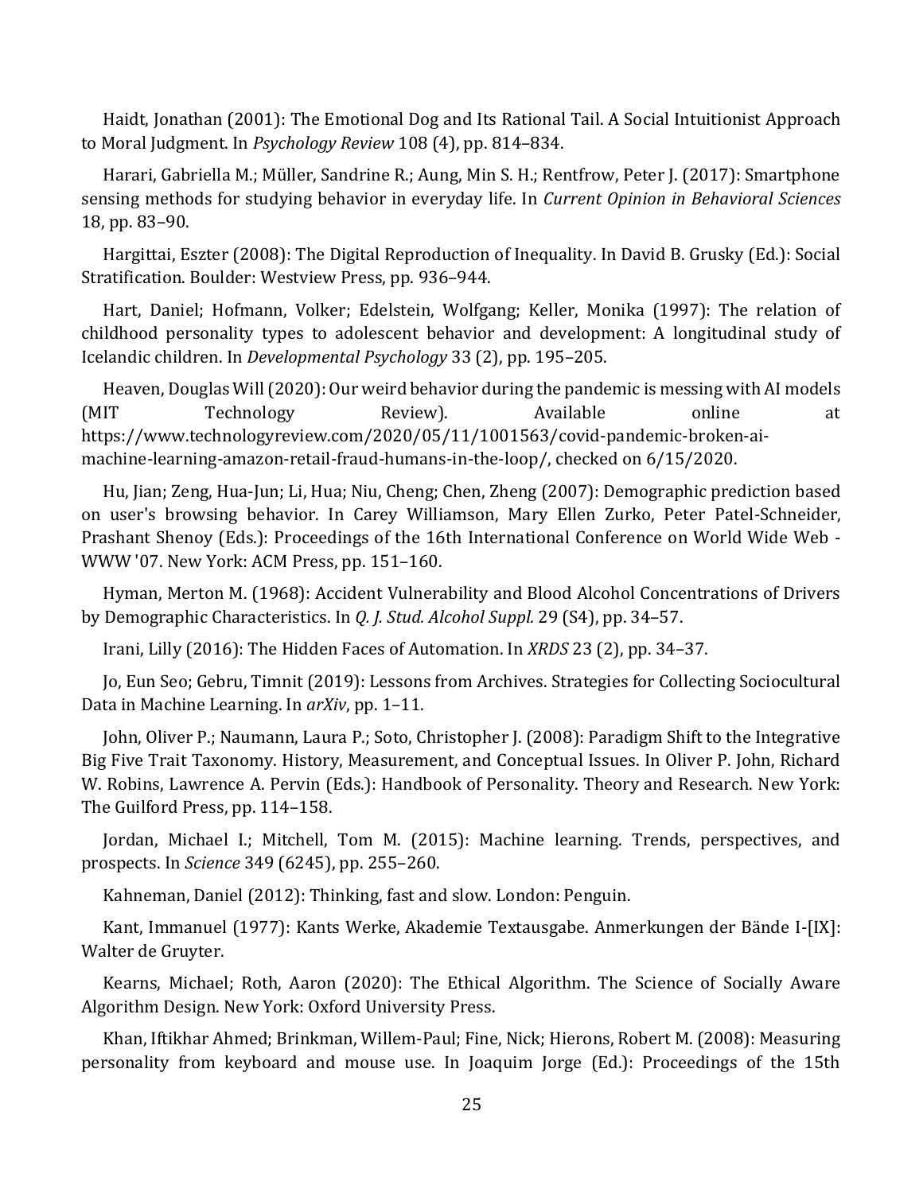Haidt, Jonathan (2001): The Emotional Dog and Its Rational Tail. A Social Intuitionist Approach to Moral Judgment. In *Psychology Review* 108 (4), pp. 814–834.

Harari, Gabriella M.; Müller, Sandrine R.; Aung, Min S. H.; Rentfrow, Peter J. (2017): Smartphone sensing methods for studying behavior in everyday life. In *Current Opinion in Behavioral Sciences* 18, pp. 83–90.

Hargittai, Eszter (2008): The Digital Reproduction of Inequality. In David B. Grusky (Ed.): Social Stratification. Boulder: Westview Press, pp. 936–944.

Hart, Daniel; Hofmann, Volker; Edelstein, Wolfgang; Keller, Monika (1997): The relation of childhood personality types to adolescent behavior and development: A longitudinal study of Icelandic children. In *Developmental Psychology* 33 (2), pp. 195–205.

Heaven, Douglas Will (2020): Our weird behavior during the pandemic is messing with AI models (MIT Technology Review). Available online at https://www.technologyreview.com/2020/05/11/1001563/covid-pandemic-broken-ai-machine-learning-amazon-retail-fraud-humans-in-the-loop/, checked on 6/15/2020.

Hu, Jian; Zeng, Hua-Jun; Li, Hua; Niu, Cheng; Chen, Zheng (2007): Demographic prediction based on user's browsing behavior. In Carey Williamson, Mary Ellen Zurko, Peter Patel-Schneider, Prashant Shenoy (Eds.): Proceedings of the 16th International Conference on World Wide Web - WWW '07. New York: ACM Press, pp. 151–160.

Hyman, Merton M. (1968): Accident Vulnerability and Blood Alcohol Concentrations of Drivers by Demographic Characteristics. In *Q. J. Stud. Alcohol Suppl.* 29 (S4), pp. 34–57.

Irani, Lilly (2016): The Hidden Faces of Automation. In *XRDS* 23 (2), pp. 34–37.

Jo, Eun Seo; Gebru, Timnit (2019): Lessons from Archives. Strategies for Collecting Sociocultural Data in Machine Learning. In *arXiv*, pp. 1–11.

John, Oliver P.; Naumann, Laura P.; Soto, Christopher J. (2008): Paradigm Shift to the Integrative Big Five Trait Taxonomy. History, Measurement, and Conceptual Issues. In Oliver P. John, Richard W. Robins, Lawrence A. Pervin (Eds.): Handbook of Personality. Theory and Research. New York: The Guilford Press, pp. 114–158.

Jordan, Michael I.; Mitchell, Tom M. (2015): Machine learning. Trends, perspectives, and prospects. In *Science* 349 (6245), pp. 255–260.

Kahneman, Daniel (2012): Thinking, fast and slow. London: Penguin.

Kant, Immanuel (1977): Kants Werke, Akademie Textausgabe. Anmerkungen der Bände I-[IX]: Walter de Gruyter.

Kearns, Michael; Roth, Aaron (2020): The Ethical Algorithm. The Science of Socially Aware Algorithm Design. New York: Oxford University Press.

Khan, Iftikhar Ahmed; Brinkman, Willem-Paul; Fine, Nick; Hierons, Robert M. (2008): Measuring personality from keyboard and mouse use. In Joaquim Jorge (Ed.): Proceedings of the 15th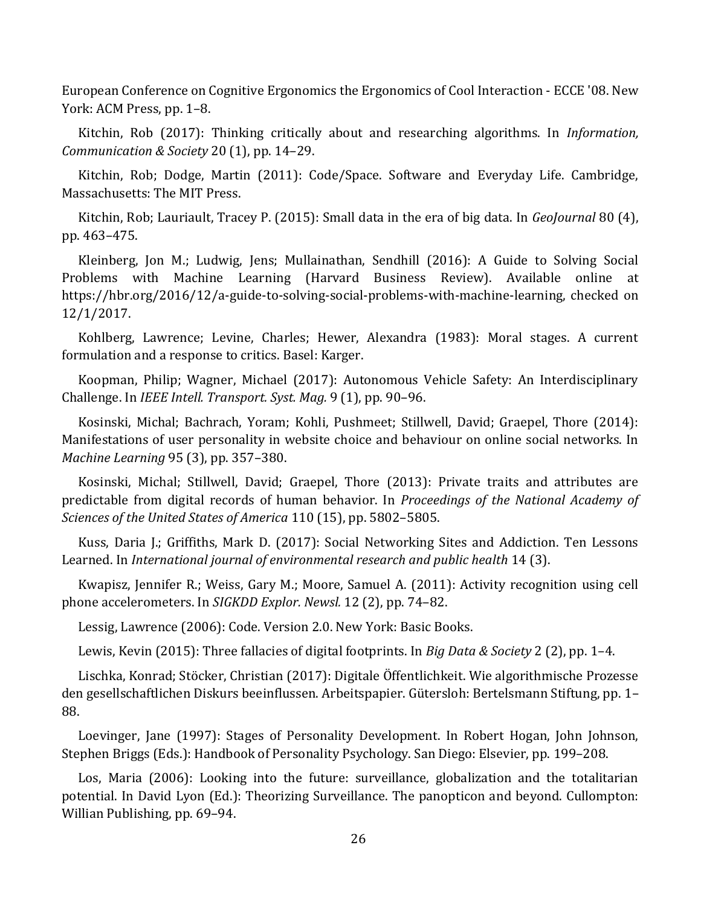European Conference on Cognitive Ergonomics the Ergonomics of Cool Interaction - ECCE '08. New York: ACM Press, pp. 1–8.

Kitchin, Rob (2017): Thinking critically about and researching algorithms. In *Information, Communication & Society* 20 (1), pp. 14–29.

Kitchin, Rob; Dodge, Martin (2011): Code/Space. Software and Everyday Life. Cambridge, Massachusetts: The MIT Press.

Kitchin, Rob; Lauriault, Tracey P. (2015): Small data in the era of big data. In *GeoJournal* 80 (4), pp. 463–475.

Kleinberg, Jon M.; Ludwig, Jens; Mullainathan, Sendhill (2016): A Guide to Solving Social Problems with Machine Learning (Harvard Business Review). Available online at https://hbr.org/2016/12/a-guide-to-solving-social-problems-with-machine-learning, checked on 12/1/2017.

Kohlberg, Lawrence; Levine, Charles; Hewer, Alexandra (1983): Moral stages. A current formulation and a response to critics. Basel: Karger.

Koopman, Philip; Wagner, Michael (2017): Autonomous Vehicle Safety: An Interdisciplinary Challenge. In *IEEE Intell. Transport. Syst. Mag.* 9 (1), pp. 90–96.

Kosinski, Michal; Bachrach, Yoram; Kohli, Pushmeet; Stillwell, David; Graepel, Thore (2014): Manifestations of user personality in website choice and behaviour on online social networks. In *Machine Learning* 95 (3), pp. 357–380.

Kosinski, Michal; Stillwell, David; Graepel, Thore (2013): Private traits and attributes are predictable from digital records of human behavior. In *Proceedings of the National Academy of Sciences of the United States of America* 110 (15), pp. 5802–5805.

Kuss, Daria J.; Griffiths, Mark D. (2017): Social Networking Sites and Addiction. Ten Lessons Learned. In *International journal of environmental research and public health* 14 (3).

Kwapisz, Jennifer R.; Weiss, Gary M.; Moore, Samuel A. (2011): Activity recognition using cell phone accelerometers. In *SIGKDD Explor. Newsl.* 12 (2), pp. 74–82.

Lessig, Lawrence (2006): Code. Version 2.0. New York: Basic Books.

Lewis, Kevin (2015): Three fallacies of digital footprints. In *Big Data & Society* 2 (2), pp. 1–4.

Lischka, Konrad; Stöcker, Christian (2017): Digitale Öffentlichkeit. Wie algorithmische Prozesse den gesellschaftlichen Diskurs beeinflussen. Arbeitspapier. Gütersloh: Bertelsmann Stiftung, pp. 1–88.

Loevinger, Jane (1997): Stages of Personality Development. In Robert Hogan, John Johnson, Stephen Briggs (Eds.): Handbook of Personality Psychology. San Diego: Elsevier, pp. 199–208.

Los, Maria (2006): Looking into the future: surveillance, globalization and the totalitarian potential. In David Lyon (Ed.): Theorizing Surveillance. The panopticon and beyond. Cullompton: Willian Publishing, pp. 69–94.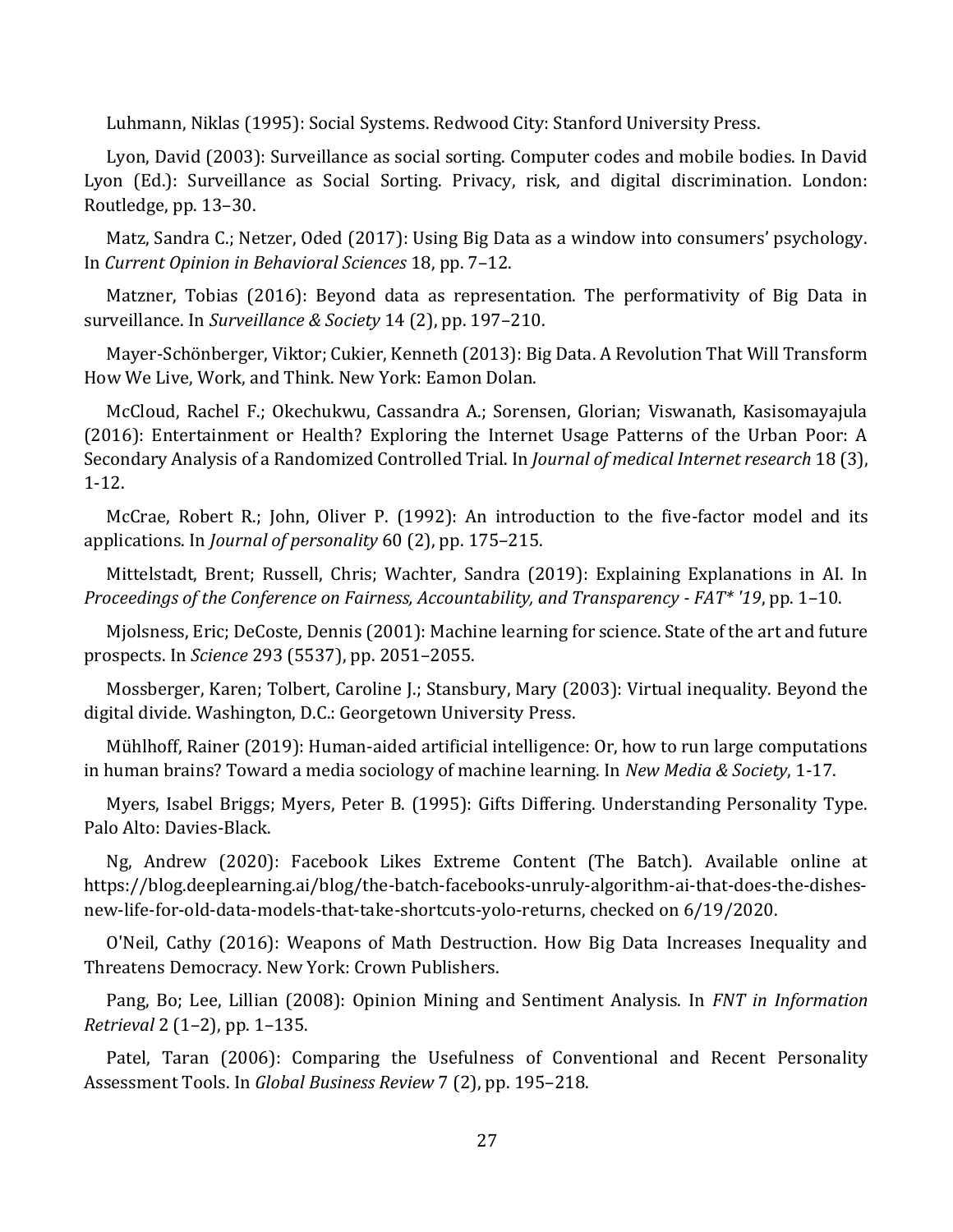Luhmann, Niklas (1995): Social Systems. Redwood City: Stanford University Press.

Lyon, David (2003): Surveillance as social sorting. Computer codes and mobile bodies. In David Lyon (Ed.): Surveillance as Social Sorting. Privacy, risk, and digital discrimination. London: Routledge, pp. 13–30.

Matz, Sandra C.; Netzer, Oded (2017): Using Big Data as a window into consumers' psychology. In *Current Opinion in Behavioral Sciences* 18, pp. 7–12.

Matzner, Tobias (2016): Beyond data as representation. The performativity of Big Data in surveillance. In *Surveillance & Society* 14 (2), pp. 197–210.

Mayer-Schönberger, Viktor; Cukier, Kenneth (2013): Big Data. A Revolution That Will Transform How We Live, Work, and Think. New York: Eamon Dolan.

McCloud, Rachel F.; Okechukwu, Cassandra A.; Sorensen, Glorian; Viswanath, Kasisomayajula (2016): Entertainment or Health? Exploring the Internet Usage Patterns of the Urban Poor: A Secondary Analysis of a Randomized Controlled Trial. In *Journal of medical Internet research* 18 (3), 1-12.

McCrae, Robert R.; John, Oliver P. (1992): An introduction to the five-factor model and its applications. In *Journal of personality* 60 (2), pp. 175–215.

Mittelstadt, Brent; Russell, Chris; Wachter, Sandra (2019): Explaining Explanations in AI. In *Proceedings of the Conference on Fairness, Accountability, and Transparency - FAT* '19*, pp. 1–10.

Mjolsness, Eric; DeCoste, Dennis (2001): Machine learning for science. State of the art and future prospects. In *Science* 293 (5537), pp. 2051–2055.

Mossberger, Karen; Tolbert, Caroline J.; Stansbury, Mary (2003): Virtual inequality. Beyond the digital divide. Washington, D.C.: Georgetown University Press.

Mühlhoff, Rainer (2019): Human-aided artificial intelligence: Or, how to run large computations in human brains? Toward a media sociology of machine learning. In *New Media & Society*, 1-17.

Myers, Isabel Briggs; Myers, Peter B. (1995): Gifts Differing. Understanding Personality Type. Palo Alto: Davies-Black.

Ng, Andrew (2020): Facebook Likes Extreme Content (The Batch). Available online at https://blog.deeplearning.ai/blog/the-batch-facebooks-unruly-algorithm-ai-that-does-the-dishes-new-life-for-old-data-models-that-take-shortcuts-yolo-returns, checked on 6/19/2020.

O'Neil, Cathy (2016): Weapons of Math Destruction. How Big Data Increases Inequality and Threatens Democracy. New York: Crown Publishers.

Pang, Bo; Lee, Lillian (2008): Opinion Mining and Sentiment Analysis. In *FNT in Information Retrieval* 2 (1–2), pp. 1–135.

Patel, Taran (2006): Comparing the Usefulness of Conventional and Recent Personality Assessment Tools. In *Global Business Review* 7 (2), pp. 195–218.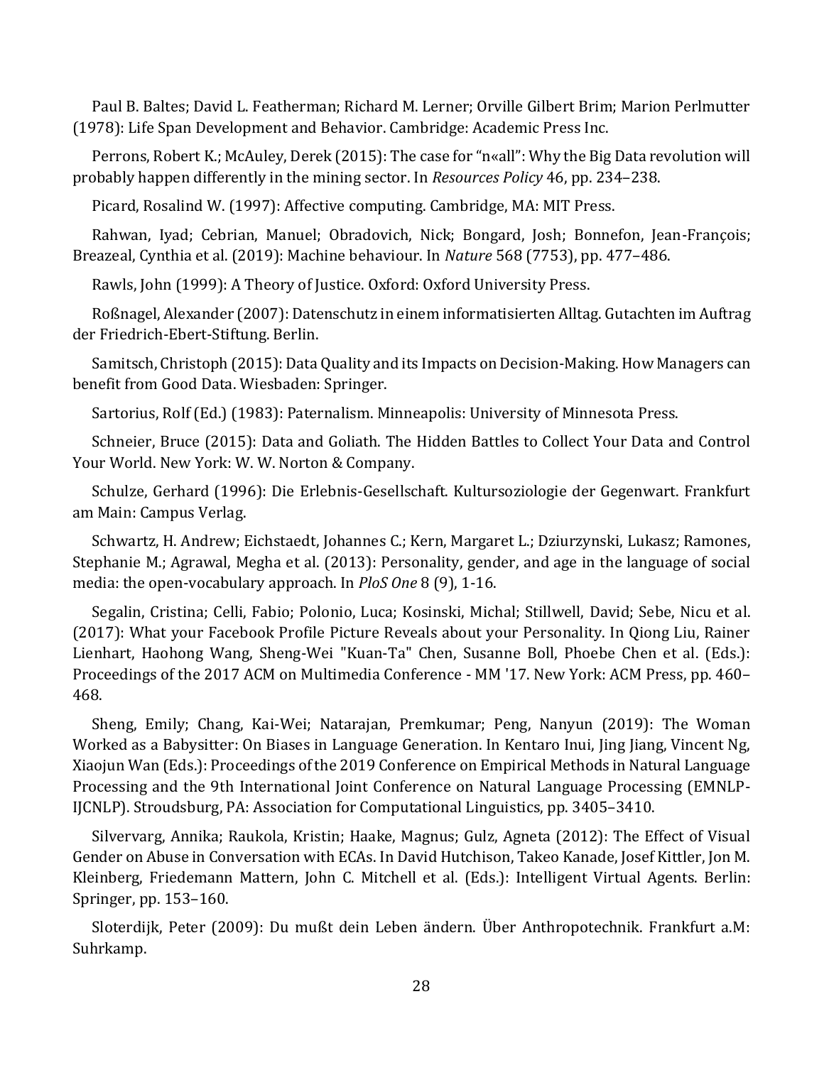Paul B. Baltes; David L. Featherman; Richard M. Lerner; Orville Gilbert Brim; Marion Perlmutter (1978): Life Span Development and Behavior. Cambridge: Academic Press Inc.

Perrons, Robert K.; McAuley, Derek (2015): The case for "n«all": Why the Big Data revolution will probably happen differently in the mining sector. In *Resources Policy* 46, pp. 234–238.

Picard, Rosalind W. (1997): Affective computing. Cambridge, MA: MIT Press.

Rahwan, Iyad; Cebrian, Manuel; Obradovich, Nick; Bongard, Josh; Bonnefon, Jean-François; Breazeal, Cynthia et al. (2019): Machine behaviour. In *Nature* 568 (7753), pp. 477–486.

Rawls, John (1999): A Theory of Justice. Oxford: Oxford University Press.

Roßnagel, Alexander (2007): Datenschutz in einem informatisierten Alltag. Gutachten im Auftrag der Friedrich-Ebert-Stiftung. Berlin.

Samitsch, Christoph (2015): Data Quality and its Impacts on Decision-Making. How Managers can benefit from Good Data. Wiesbaden: Springer.

Sartorius, Rolf (Ed.) (1983): Paternalism. Minneapolis: University of Minnesota Press.

Schneier, Bruce (2015): Data and Goliath. The Hidden Battles to Collect Your Data and Control Your World. New York: W. W. Norton & Company.

Schulze, Gerhard (1996): Die Erlebnis-Gesellschaft. Kultursoziologie der Gegenwart. Frankfurt am Main: Campus Verlag.

Schwartz, H. Andrew; Eichstaedt, Johannes C.; Kern, Margaret L.; Dziurzynski, Lukasz; Ramones, Stephanie M.; Agrawal, Megha et al. (2013): Personality, gender, and age in the language of social media: the open-vocabulary approach. In *PloS One* 8 (9), 1-16.

Segalin, Cristina; Celli, Fabio; Polonio, Luca; Kosinski, Michal; Stillwell, David; Sebe, Nicu et al. (2017): What your Facebook Profile Picture Reveals about your Personality. In Qiong Liu, Rainer Lienhart, Haohong Wang, Sheng-Wei "Kuan-Ta" Chen, Susanne Boll, Phoebe Chen et al. (Eds.): Proceedings of the 2017 ACM on Multimedia Conference - MM '17. New York: ACM Press, pp. 460–468.

Sheng, Emily; Chang, Kai-Wei; Natarajan, Premkumar; Peng, Nanyun (2019): The Woman Worked as a Babysitter: On Biases in Language Generation. In Kentaro Inui, Jing Jiang, Vincent Ng, Xiaojun Wan (Eds.): Proceedings of the 2019 Conference on Empirical Methods in Natural Language Processing and the 9th International Joint Conference on Natural Language Processing (EMNLP-IJCNLP). Stroudsburg, PA: Association for Computational Linguistics, pp. 3405–3410.

Silvervarg, Annika; Raukola, Kristin; Haake, Magnus; Gulz, Agneta (2012): The Effect of Visual Gender on Abuse in Conversation with ECAs. In David Hutchison, Takeo Kanade, Josef Kittler, Jon M. Kleinberg, Friedemann Mattern, John C. Mitchell et al. (Eds.): Intelligent Virtual Agents. Berlin: Springer, pp. 153–160.

Sloterdijk, Peter (2009): Du mußt dein Leben ändern. Über Anthropotechnik. Frankfurt a.M: Suhrkamp.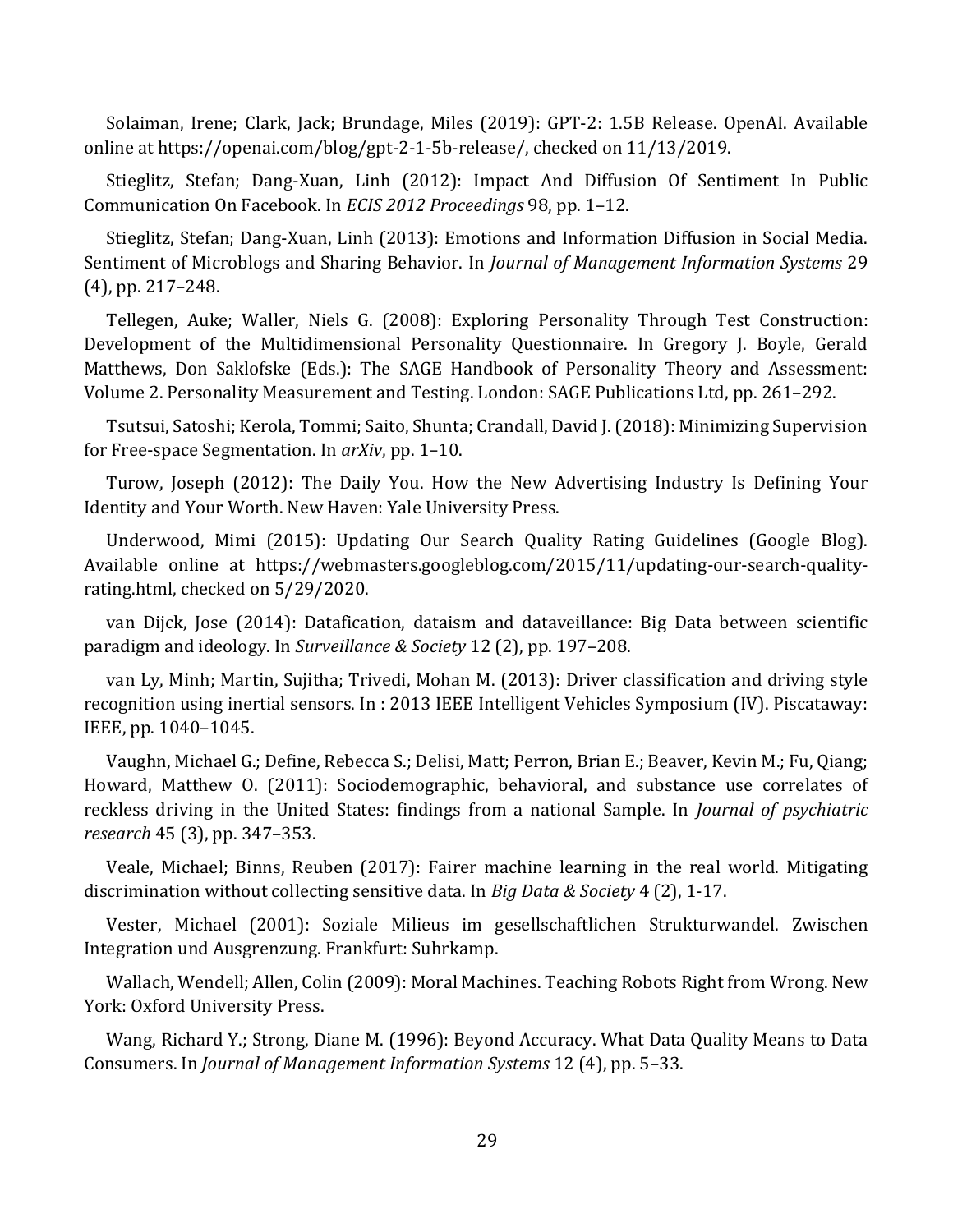Solaiman, Irene; Clark, Jack; Brundage, Miles (2019): GPT-2: 1.5B Release. OpenAI. Available online at https://openai.com/blog/gpt-2-1-5b-release/, checked on 11/13/2019.

Stieglitz, Stefan; Dang-Xuan, Linh (2012): Impact And Diffusion Of Sentiment In Public Communication On Facebook. In *ECIS 2012 Proceedings* 98, pp. 1–12.

Stieglitz, Stefan; Dang-Xuan, Linh (2013): Emotions and Information Diffusion in Social Media. Sentiment of Microblogs and Sharing Behavior. In *Journal of Management Information Systems* 29 (4), pp. 217–248.

Tellegen, Auke; Waller, Niels G. (2008): Exploring Personality Through Test Construction: Development of the Multidimensional Personality Questionnaire. In Gregory J. Boyle, Gerald Matthews, Don Saklofske (Eds.): The SAGE Handbook of Personality Theory and Assessment: Volume 2. Personality Measurement and Testing. London: SAGE Publications Ltd, pp. 261–292.

Tsutsui, Satoshi; Kerola, Tommi; Saito, Shunta; Crandall, David J. (2018): Minimizing Supervision for Free-space Segmentation. In *arXiv*, pp. 1–10.

Turow, Joseph (2012): The Daily You. How the New Advertising Industry Is Defining Your Identity and Your Worth. New Haven: Yale University Press.

Underwood, Mimi (2015): Updating Our Search Quality Rating Guidelines (Google Blog). Available online at https://webmasters.googleblog.com/2015/11/updating-our-search-quality-rating.html, checked on 5/29/2020.

van Dijck, Jose (2014): Datafication, dataism and dataveillance: Big Data between scientific paradigm and ideology. In *Surveillance & Society* 12 (2), pp. 197–208.

van Ly, Minh; Martin, Sujitha; Trivedi, Mohan M. (2013): Driver classification and driving style recognition using inertial sensors. In : 2013 IEEE Intelligent Vehicles Symposium (IV). Piscataway: IEEE, pp. 1040–1045.

Vaughn, Michael G.; Define, Rebecca S.; Delisi, Matt; Perron, Brian E.; Beaver, Kevin M.; Fu, Qiang; Howard, Matthew O. (2011): Sociodemographic, behavioral, and substance use correlates of reckless driving in the United States: findings from a national Sample. In *Journal of psychiatric research* 45 (3), pp. 347–353.

Veale, Michael; Binns, Reuben (2017): Fairer machine learning in the real world. Mitigating discrimination without collecting sensitive data. In *Big Data & Society* 4 (2), 1-17.

Vester, Michael (2001): Soziale Milieus im gesellschaftlichen Strukturwandel. Zwischen Integration und Ausgrenzung. Frankfurt: Suhrkamp.

Wallach, Wendell; Allen, Colin (2009): Moral Machines. Teaching Robots Right from Wrong. New York: Oxford University Press.

Wang, Richard Y.; Strong, Diane M. (1996): Beyond Accuracy. What Data Quality Means to Data Consumers. In *Journal of Management Information Systems* 12 (4), pp. 5–33.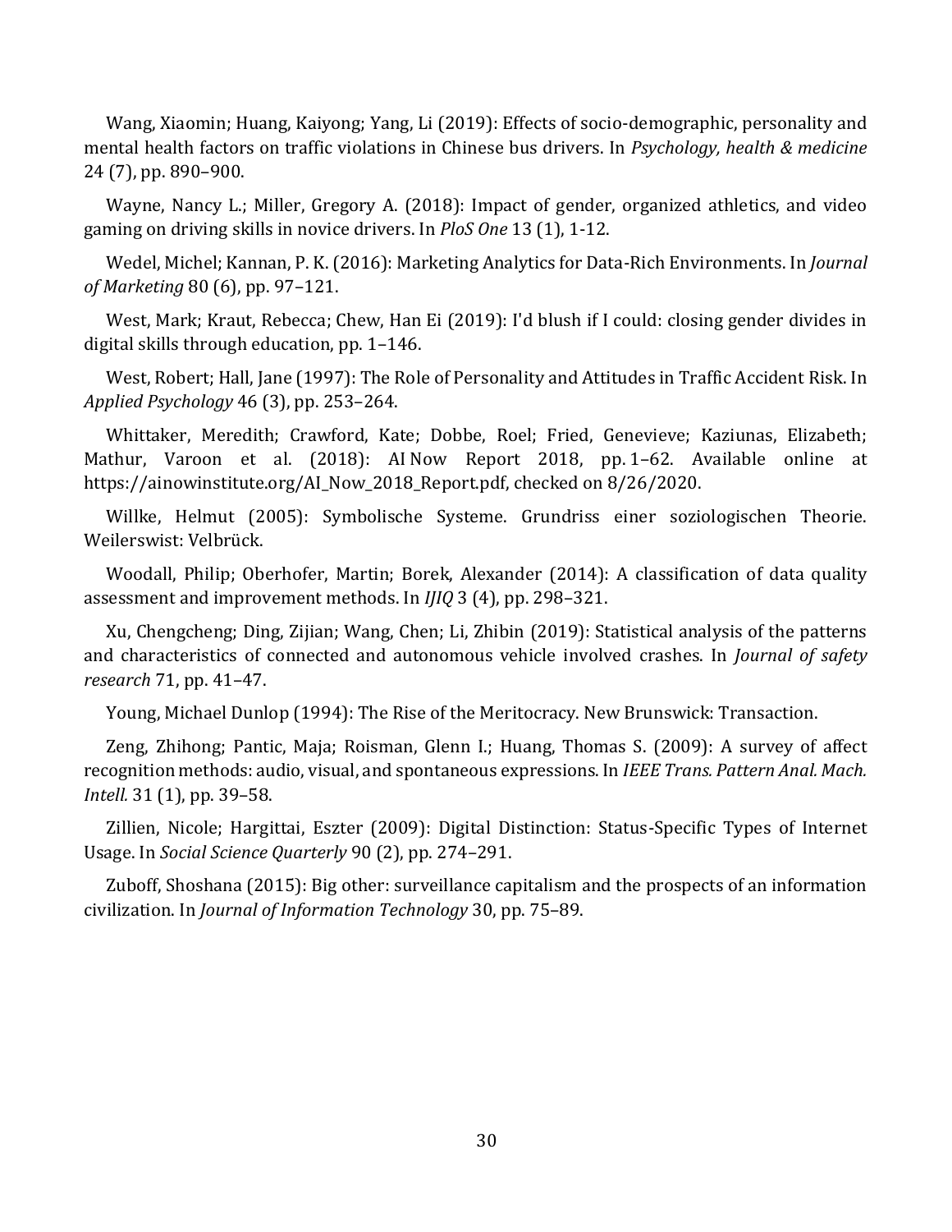Wang, Xiaomin; Huang, Kaiyong; Yang, Li (2019): Effects of socio-demographic, personality and mental health factors on traffic violations in Chinese bus drivers. In *Psychology, health & medicine* 24 (7), pp. 890–900.

Wayne, Nancy L.; Miller, Gregory A. (2018): Impact of gender, organized athletics, and video gaming on driving skills in novice drivers. In *PloS One* 13 (1), 1-12.

Wedel, Michel; Kannan, P. K. (2016): Marketing Analytics for Data-Rich Environments. In *Journal of Marketing* 80 (6), pp. 97–121.

West, Mark; Kraut, Rebecca; Chew, Han Ei (2019): I'd blush if I could: closing gender divides in digital skills through education, pp. 1–146.

West, Robert; Hall, Jane (1997): The Role of Personality and Attitudes in Traffic Accident Risk. In *Applied Psychology* 46 (3), pp. 253–264.

Whittaker, Meredith; Crawford, Kate; Dobbe, Roel; Fried, Genevieve; Kaziunas, Elizabeth; Mathur, Varoon et al. (2018): AI Now Report 2018, pp. 1–62. Available online at https://ainowinstitute.org/AI_Now_2018_Report.pdf, checked on 8/26/2020.

Willke, Helmut (2005): Symbolische Systeme. Grundriss einer soziologischen Theorie. Weilerswist: Velbrück.

Woodall, Philip; Oberhofer, Martin; Borek, Alexander (2014): A classification of data quality assessment and improvement methods. In *IJIQ* 3 (4), pp. 298–321.

Xu, Chengcheng; Ding, Zijian; Wang, Chen; Li, Zhibin (2019): Statistical analysis of the patterns and characteristics of connected and autonomous vehicle involved crashes. In *Journal of safety research* 71, pp. 41–47.

Young, Michael Dunlop (1994): The Rise of the Meritocracy. New Brunswick: Transaction.

Zeng, Zhihong; Pantic, Maja; Roisman, Glenn I.; Huang, Thomas S. (2009): A survey of affect recognition methods: audio, visual, and spontaneous expressions. In *IEEE Trans. Pattern Anal. Mach. Intell.* 31 (1), pp. 39–58.

Zillien, Nicole; Hargittai, Eszter (2009): Digital Distinction: Status-Specific Types of Internet Usage. In *Social Science Quarterly* 90 (2), pp. 274–291.

Zuboff, Shoshana (2015): Big other: surveillance capitalism and the prospects of an information civilization. In *Journal of Information Technology* 30, pp. 75–89.